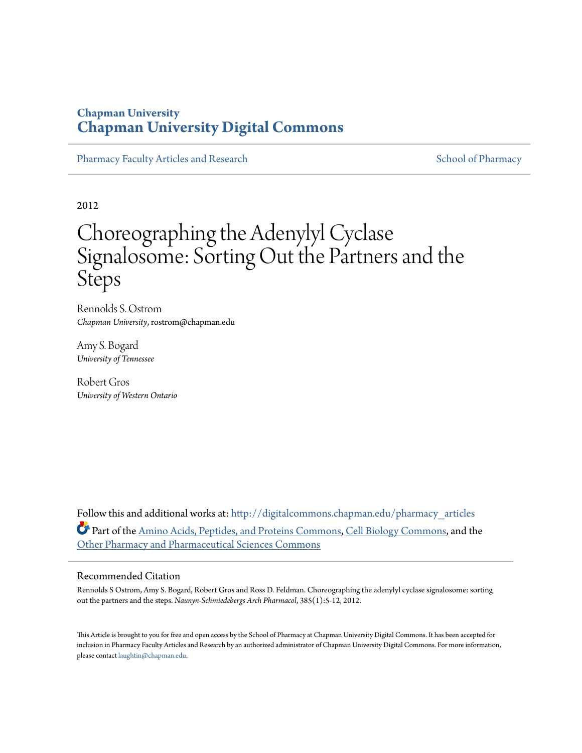Chapman University
# Chapman University Digital Commons

Pharmacy Faculty Articles and Research | School of Pharmacy

2012

# Choreographing the Adenylyl Cyclase Signalosome: Sorting Out the Partners and the Steps

Rennolds S. Ostrom
*Chapman University*, rostrom@chapman.edu

Amy S. Bogard
*University of Tennessee*

Robert Gros
*University of Western Ontario*

Follow this and additional works at: http://digitalcommons.chapman.edu/pharmacy_articles

Part of the Amino Acids, Peptides, and Proteins Commons, Cell Biology Commons, and the Other Pharmacy and Pharmaceutical Sciences Commons

## Recommended Citation

Rennolds S Ostrom, Amy S. Bogard, Robert Gros and Ross D. Feldman. Choreographing the adenylyl cyclase signalosome: sorting out the partners and the steps. *Naunyn-Schmiedebergs Arch Pharmacol*, 385(1):5-12, 2012.

This Article is brought to you for free and open access by the School of Pharmacy at Chapman University Digital Commons. It has been accepted for inclusion in Pharmacy Faculty Articles and Research by an authorized administrator of Chapman University Digital Commons. For more information, please contact laughtin@chapman.edu.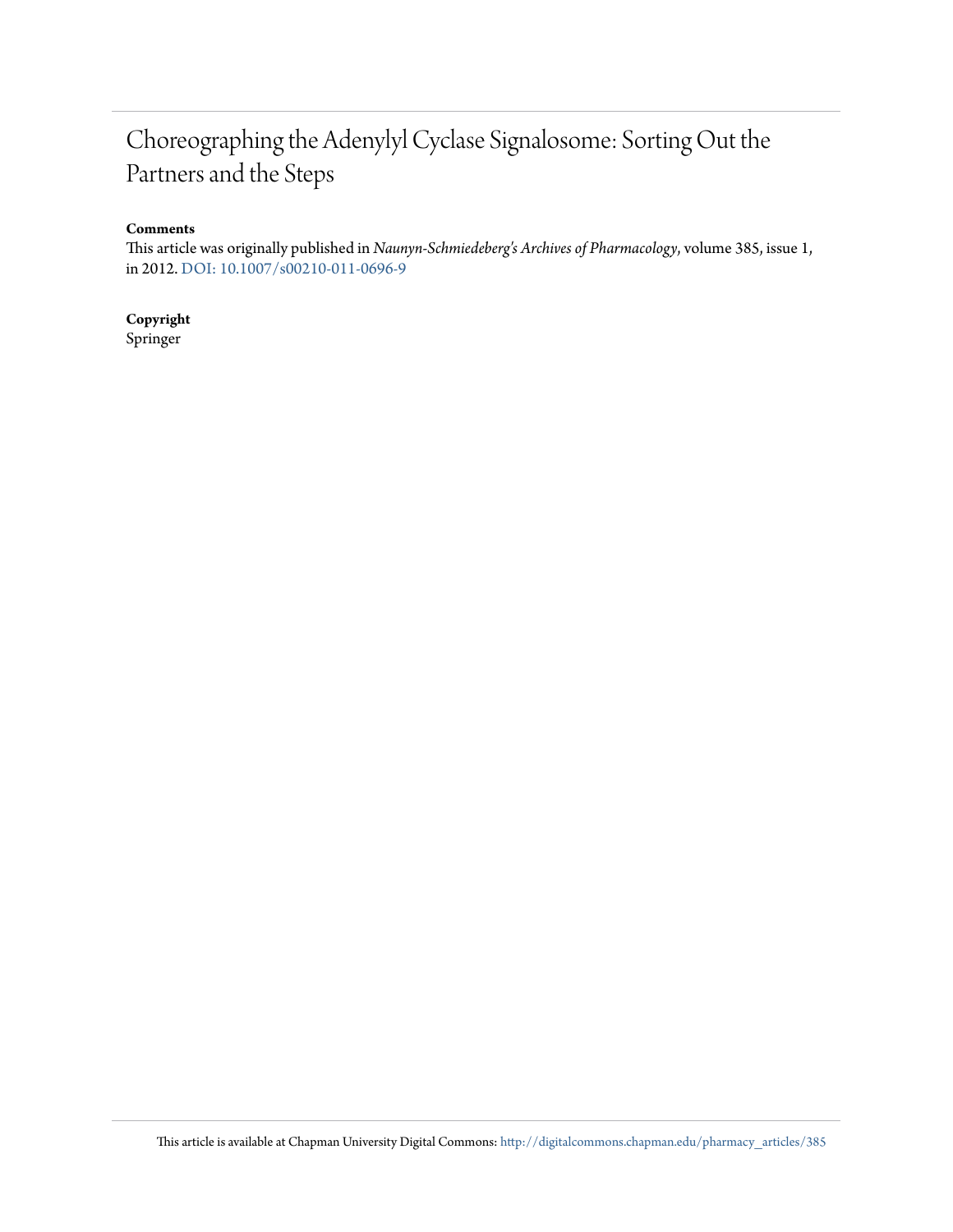# Choreographing the Adenylyl Cyclase Signalosome: Sorting Out the Partners and the Steps

**Comments**

This article was originally published in *Naunyn-Schmiedeberg's Archives of Pharmacology*, volume 385, issue 1, in 2012. DOI: 10.1007/s00210-011-0696-9

**Copyright**

Springer

This article is available at Chapman University Digital Commons: http://digitalcommons.chapman.edu/pharmacy_articles/385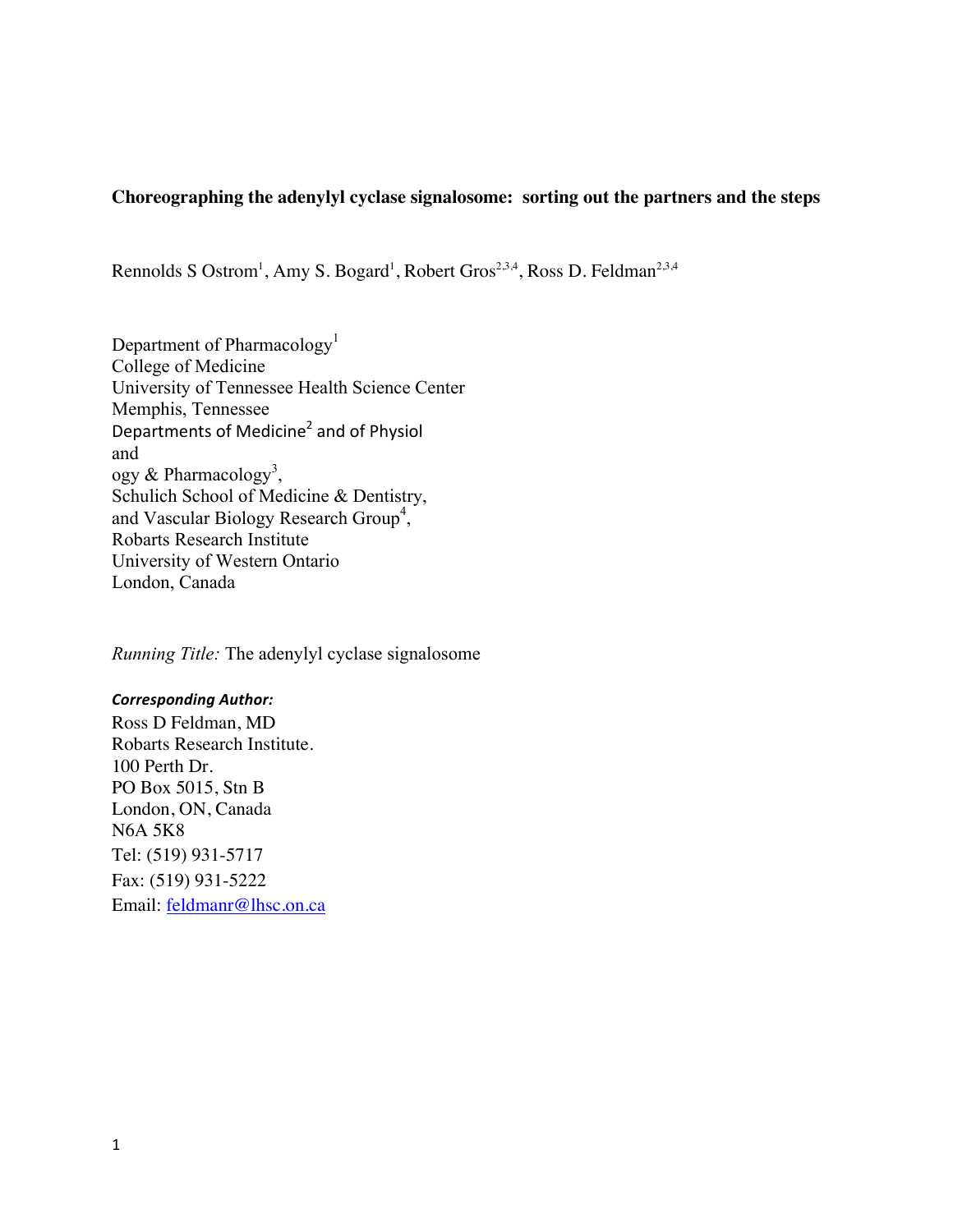**Choreographing the adenylyl cyclase signalosome: sorting out the partners and the steps**

Rennolds S Ostrom[1], Amy S. Bogard[1], Robert Gros[2,3,4], Ross D. Feldman[2,3,4]

Department of Pharmacology[1]
College of Medicine
University of Tennessee Health Science Center
Memphis, Tennessee
Departments of Medicine[2] and of Physiol
and
ogy & Pharmacology[3],
Schulich School of Medicine & Dentistry,
and Vascular Biology Research Group[4],
Robarts Research Institute
University of Western Ontario
London, Canada

*Running Title:* The adenylyl cyclase signalosome

***Corresponding Author:***
Ross D Feldman, MD
Robarts Research Institute.
100 Perth Dr.
PO Box 5015, Stn B
London, ON, Canada
N6A 5K8
Tel: (519) 931-5717
Fax: (519) 931-5222
Email: feldmanr@lhsc.on.ca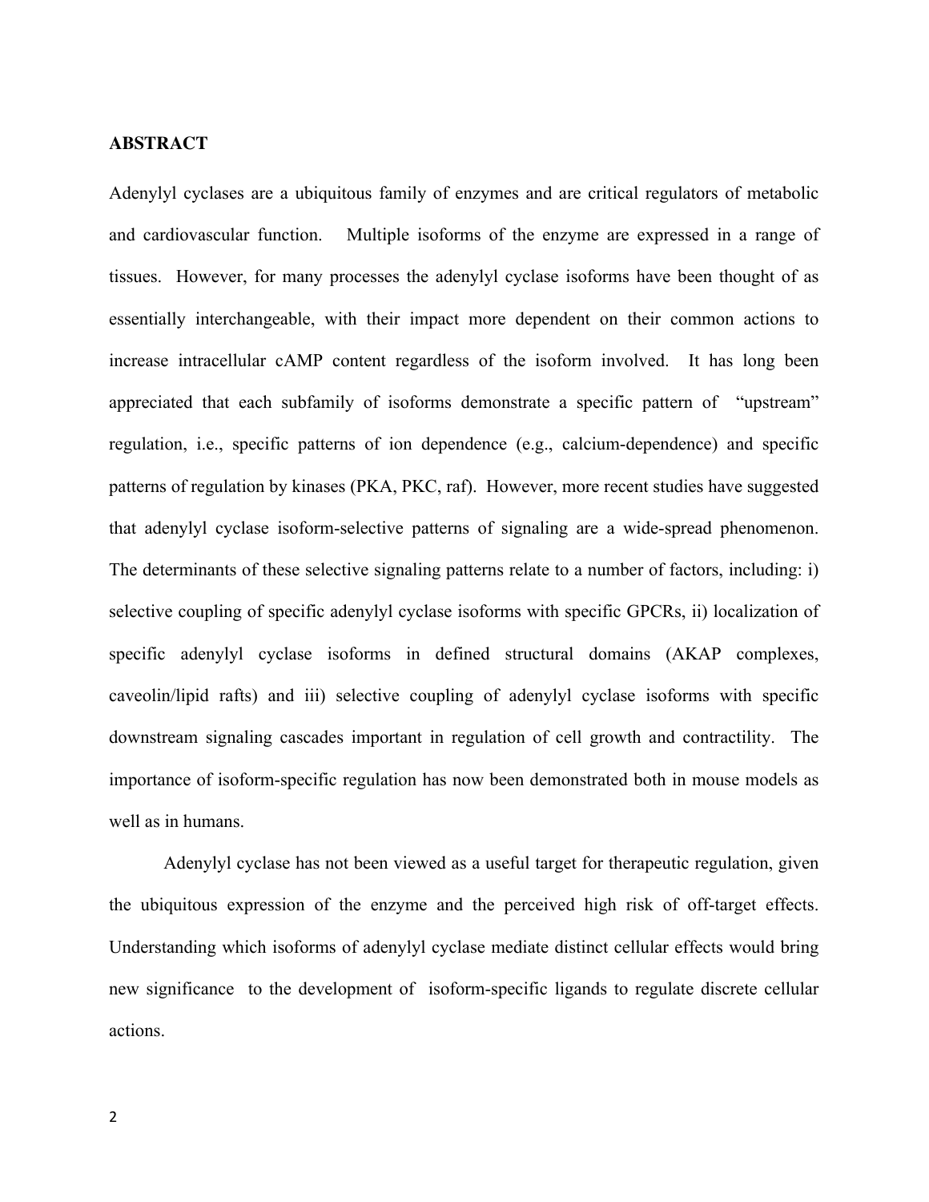## ABSTRACT

Adenylyl cyclases are a ubiquitous family of enzymes and are critical regulators of metabolic and cardiovascular function. Multiple isoforms of the enzyme are expressed in a range of tissues. However, for many processes the adenylyl cyclase isoforms have been thought of as essentially interchangeable, with their impact more dependent on their common actions to increase intracellular cAMP content regardless of the isoform involved. It has long been appreciated that each subfamily of isoforms demonstrate a specific pattern of "upstream" regulation, i.e., specific patterns of ion dependence (e.g., calcium-dependence) and specific patterns of regulation by kinases (PKA, PKC, raf). However, more recent studies have suggested that adenylyl cyclase isoform-selective patterns of signaling are a wide-spread phenomenon. The determinants of these selective signaling patterns relate to a number of factors, including: i) selective coupling of specific adenylyl cyclase isoforms with specific GPCRs, ii) localization of specific adenylyl cyclase isoforms in defined structural domains (AKAP complexes, caveolin/lipid rafts) and iii) selective coupling of adenylyl cyclase isoforms with specific downstream signaling cascades important in regulation of cell growth and contractility. The importance of isoform-specific regulation has now been demonstrated both in mouse models as well as in humans.

Adenylyl cyclase has not been viewed as a useful target for therapeutic regulation, given the ubiquitous expression of the enzyme and the perceived high risk of off-target effects. Understanding which isoforms of adenylyl cyclase mediate distinct cellular effects would bring new significance to the development of isoform-specific ligands to regulate discrete cellular actions.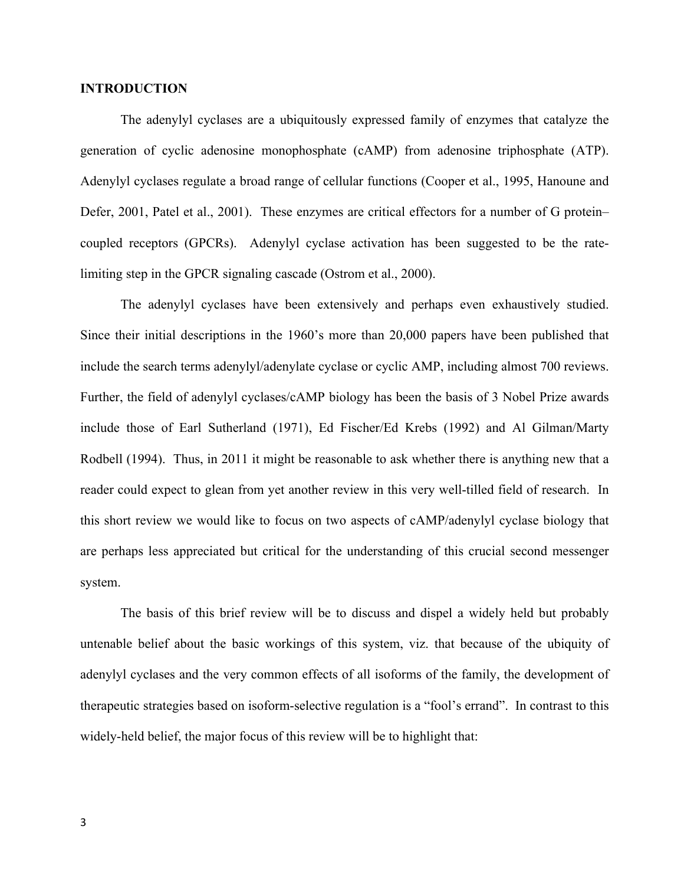## INTRODUCTION

The adenylyl cyclases are a ubiquitously expressed family of enzymes that catalyze the generation of cyclic adenosine monophosphate (cAMP) from adenosine triphosphate (ATP). Adenylyl cyclases regulate a broad range of cellular functions (Cooper et al., 1995, Hanoune and Defer, 2001, Patel et al., 2001). These enzymes are critical effectors for a number of G protein–coupled receptors (GPCRs). Adenylyl cyclase activation has been suggested to be the rate-limiting step in the GPCR signaling cascade (Ostrom et al., 2000).

The adenylyl cyclases have been extensively and perhaps even exhaustively studied. Since their initial descriptions in the 1960's more than 20,000 papers have been published that include the search terms adenylyl/adenylate cyclase or cyclic AMP, including almost 700 reviews. Further, the field of adenylyl cyclases/cAMP biology has been the basis of 3 Nobel Prize awards include those of Earl Sutherland (1971), Ed Fischer/Ed Krebs (1992) and Al Gilman/Marty Rodbell (1994). Thus, in 2011 it might be reasonable to ask whether there is anything new that a reader could expect to glean from yet another review in this very well-tilled field of research. In this short review we would like to focus on two aspects of cAMP/adenylyl cyclase biology that are perhaps less appreciated but critical for the understanding of this crucial second messenger system.

The basis of this brief review will be to discuss and dispel a widely held but probably untenable belief about the basic workings of this system, viz. that because of the ubiquity of adenylyl cyclases and the very common effects of all isoforms of the family, the development of therapeutic strategies based on isoform-selective regulation is a "fool's errand". In contrast to this widely-held belief, the major focus of this review will be to highlight that: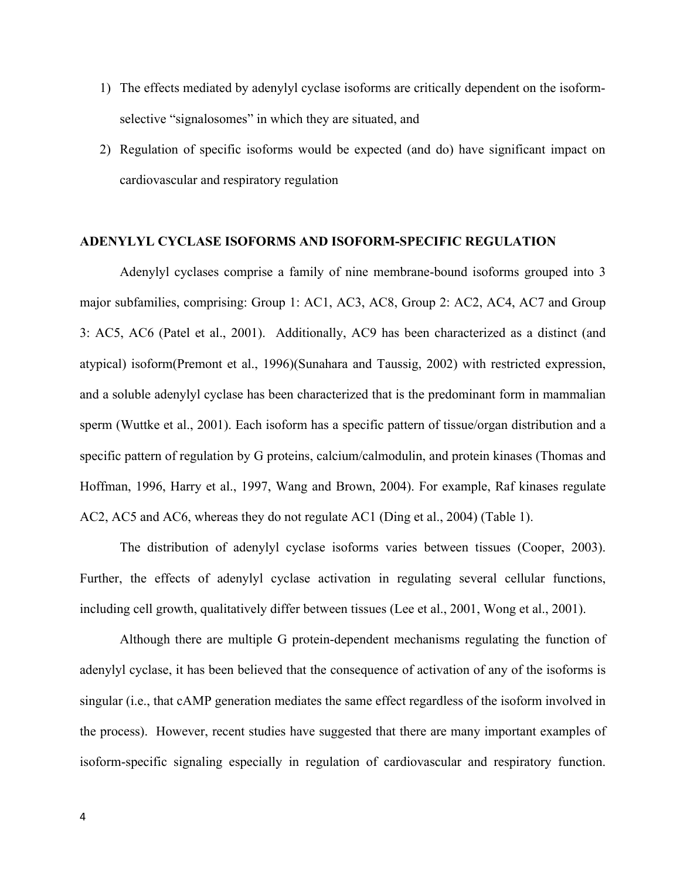1) The effects mediated by adenylyl cyclase isoforms are critically dependent on the isoform-selective "signalosomes" in which they are situated, and
2) Regulation of specific isoforms would be expected (and do) have significant impact on cardiovascular and respiratory regulation

## ADENYLYL CYCLASE ISOFORMS AND ISOFORM-SPECIFIC REGULATION

Adenylyl cyclases comprise a family of nine membrane-bound isoforms grouped into 3 major subfamilies, comprising: Group 1: AC1, AC3, AC8, Group 2: AC2, AC4, AC7 and Group 3: AC5, AC6 (Patel et al., 2001). Additionally, AC9 has been characterized as a distinct (and atypical) isoform(Premont et al., 1996)(Sunahara and Taussig, 2002) with restricted expression, and a soluble adenylyl cyclase has been characterized that is the predominant form in mammalian sperm (Wuttke et al., 2001). Each isoform has a specific pattern of tissue/organ distribution and a specific pattern of regulation by G proteins, calcium/calmodulin, and protein kinases (Thomas and Hoffman, 1996, Harry et al., 1997, Wang and Brown, 2004). For example, Raf kinases regulate AC2, AC5 and AC6, whereas they do not regulate AC1 (Ding et al., 2004) (Table 1).

The distribution of adenylyl cyclase isoforms varies between tissues (Cooper, 2003). Further, the effects of adenylyl cyclase activation in regulating several cellular functions, including cell growth, qualitatively differ between tissues (Lee et al., 2001, Wong et al., 2001).

Although there are multiple G protein-dependent mechanisms regulating the function of adenylyl cyclase, it has been believed that the consequence of activation of any of the isoforms is singular (i.e., that cAMP generation mediates the same effect regardless of the isoform involved in the process). However, recent studies have suggested that there are many important examples of isoform-specific signaling especially in regulation of cardiovascular and respiratory function.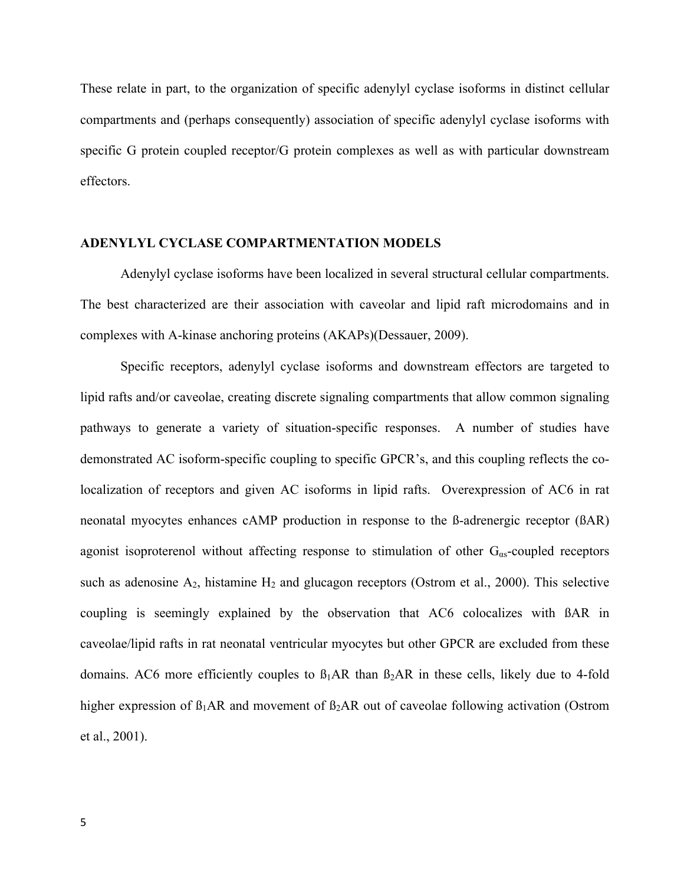These relate in part, to the organization of specific adenylyl cyclase isoforms in distinct cellular compartments and (perhaps consequently) association of specific adenylyl cyclase isoforms with specific G protein coupled receptor/G protein complexes as well as with particular downstream effectors.

## ADENYLYL CYCLASE COMPARTMENTATION MODELS

Adenylyl cyclase isoforms have been localized in several structural cellular compartments. The best characterized are their association with caveolar and lipid raft microdomains and in complexes with A-kinase anchoring proteins (AKAPs)(Dessauer, 2009).

Specific receptors, adenylyl cyclase isoforms and downstream effectors are targeted to lipid rafts and/or caveolae, creating discrete signaling compartments that allow common signaling pathways to generate a variety of situation-specific responses. A number of studies have demonstrated AC isoform-specific coupling to specific GPCR's, and this coupling reflects the co-localization of receptors and given AC isoforms in lipid rafts. Overexpression of AC6 in rat neonatal myocytes enhances cAMP production in response to the ß-adrenergic receptor (ßAR) agonist isoproterenol without affecting response to stimulation of other $G_{\alpha s}$-coupled receptors such as adenosine $A_2$, histamine $H_2$ and glucagon receptors (Ostrom et al., 2000). This selective coupling is seemingly explained by the observation that AC6 colocalizes with ßAR in caveolae/lipid rafts in rat neonatal ventricular myocytes but other GPCR are excluded from these domains. AC6 more efficiently couples to $ß_1$AR than $ß_2$AR in these cells, likely due to 4-fold higher expression of $ß_1$AR and movement of $ß_2$AR out of caveolae following activation (Ostrom et al., 2001).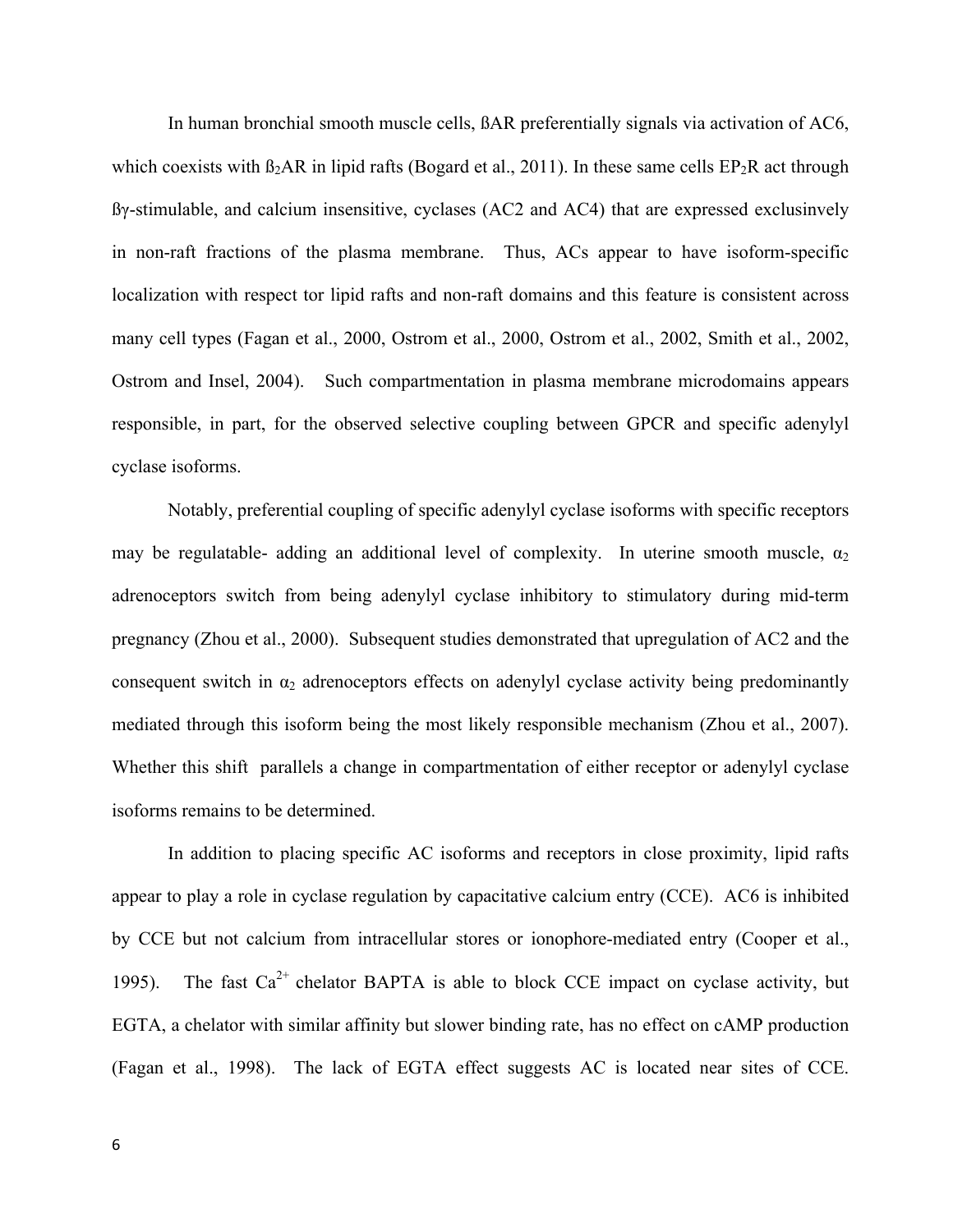In human bronchial smooth muscle cells, ßAR preferentially signals via activation of AC6, which coexists with $ß_2AR$ in lipid rafts (Bogard et al., 2011). In these same cells $EP_2R$ act through ßγ-stimulable, and calcium insensitive, cyclases (AC2 and AC4) that are expressed exclusinvely in non-raft fractions of the plasma membrane. Thus, ACs appear to have isoform-specific localization with respect tor lipid rafts and non-raft domains and this feature is consistent across many cell types (Fagan et al., 2000, Ostrom et al., 2000, Ostrom et al., 2002, Smith et al., 2002, Ostrom and Insel, 2004). Such compartmentation in plasma membrane microdomains appears responsible, in part, for the observed selective coupling between GPCR and specific adenylyl cyclase isoforms.

Notably, preferential coupling of specific adenylyl cyclase isoforms with specific receptors may be regulatable- adding an additional level of complexity. In uterine smooth muscle, $\alpha_2$ adrenoceptors switch from being adenylyl cyclase inhibitory to stimulatory during mid-term pregnancy (Zhou et al., 2000). Subsequent studies demonstrated that upregulation of AC2 and the consequent switch in $\alpha_2$ adrenoceptors effects on adenylyl cyclase activity being predominantly mediated through this isoform being the most likely responsible mechanism (Zhou et al., 2007). Whether this shift parallels a change in compartmentation of either receptor or adenylyl cyclase isoforms remains to be determined.

In addition to placing specific AC isoforms and receptors in close proximity, lipid rafts appear to play a role in cyclase regulation by capacitative calcium entry (CCE). AC6 is inhibited by CCE but not calcium from intracellular stores or ionophore-mediated entry (Cooper et al., 1995). The fast $Ca^{2+}$ chelator BAPTA is able to block CCE impact on cyclase activity, but EGTA, a chelator with similar affinity but slower binding rate, has no effect on cAMP production (Fagan et al., 1998). The lack of EGTA effect suggests AC is located near sites of CCE.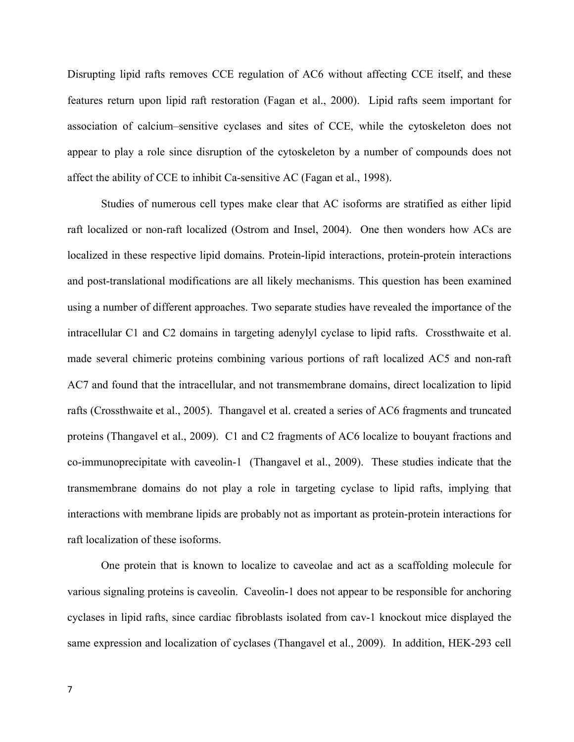Disrupting lipid rafts removes CCE regulation of AC6 without affecting CCE itself, and these features return upon lipid raft restoration (Fagan et al., 2000). Lipid rafts seem important for association of calcium–sensitive cyclases and sites of CCE, while the cytoskeleton does not appear to play a role since disruption of the cytoskeleton by a number of compounds does not affect the ability of CCE to inhibit Ca-sensitive AC (Fagan et al., 1998).

Studies of numerous cell types make clear that AC isoforms are stratified as either lipid raft localized or non-raft localized (Ostrom and Insel, 2004). One then wonders how ACs are localized in these respective lipid domains. Protein-lipid interactions, protein-protein interactions and post-translational modifications are all likely mechanisms. This question has been examined using a number of different approaches. Two separate studies have revealed the importance of the intracellular C1 and C2 domains in targeting adenylyl cyclase to lipid rafts. Crossthwaite et al. made several chimeric proteins combining various portions of raft localized AC5 and non-raft AC7 and found that the intracellular, and not transmembrane domains, direct localization to lipid rafts (Crossthwaite et al., 2005). Thangavel et al. created a series of AC6 fragments and truncated proteins (Thangavel et al., 2009). C1 and C2 fragments of AC6 localize to bouyant fractions and co-immunoprecipitate with caveolin-1 (Thangavel et al., 2009). These studies indicate that the transmembrane domains do not play a role in targeting cyclase to lipid rafts, implying that interactions with membrane lipids are probably not as important as protein-protein interactions for raft localization of these isoforms.

One protein that is known to localize to caveolae and act as a scaffolding molecule for various signaling proteins is caveolin. Caveolin-1 does not appear to be responsible for anchoring cyclases in lipid rafts, since cardiac fibroblasts isolated from cav-1 knockout mice displayed the same expression and localization of cyclases (Thangavel et al., 2009). In addition, HEK-293 cell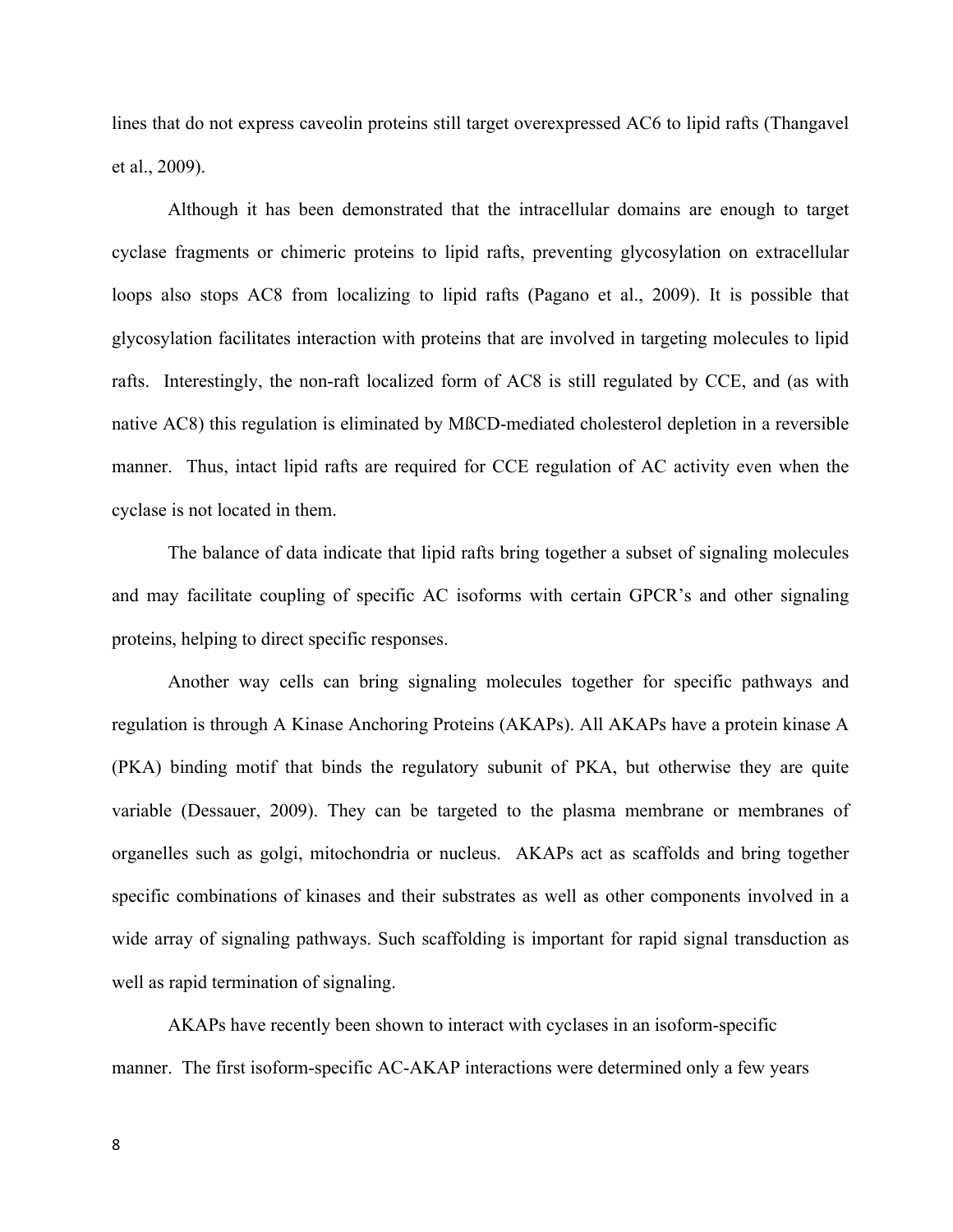lines that do not express caveolin proteins still target overexpressed AC6 to lipid rafts (Thangavel et al., 2009).

Although it has been demonstrated that the intracellular domains are enough to target cyclase fragments or chimeric proteins to lipid rafts, preventing glycosylation on extracellular loops also stops AC8 from localizing to lipid rafts (Pagano et al., 2009). It is possible that glycosylation facilitates interaction with proteins that are involved in targeting molecules to lipid rafts. Interestingly, the non-raft localized form of AC8 is still regulated by CCE, and (as with native AC8) this regulation is eliminated by MßCD-mediated cholesterol depletion in a reversible manner. Thus, intact lipid rafts are required for CCE regulation of AC activity even when the cyclase is not located in them.

The balance of data indicate that lipid rafts bring together a subset of signaling molecules and may facilitate coupling of specific AC isoforms with certain GPCR's and other signaling proteins, helping to direct specific responses.

Another way cells can bring signaling molecules together for specific pathways and regulation is through A Kinase Anchoring Proteins (AKAPs). All AKAPs have a protein kinase A (PKA) binding motif that binds the regulatory subunit of PKA, but otherwise they are quite variable (Dessauer, 2009). They can be targeted to the plasma membrane or membranes of organelles such as golgi, mitochondria or nucleus. AKAPs act as scaffolds and bring together specific combinations of kinases and their substrates as well as other components involved in a wide array of signaling pathways. Such scaffolding is important for rapid signal transduction as well as rapid termination of signaling.

AKAPs have recently been shown to interact with cyclases in an isoform-specific manner. The first isoform-specific AC-AKAP interactions were determined only a few years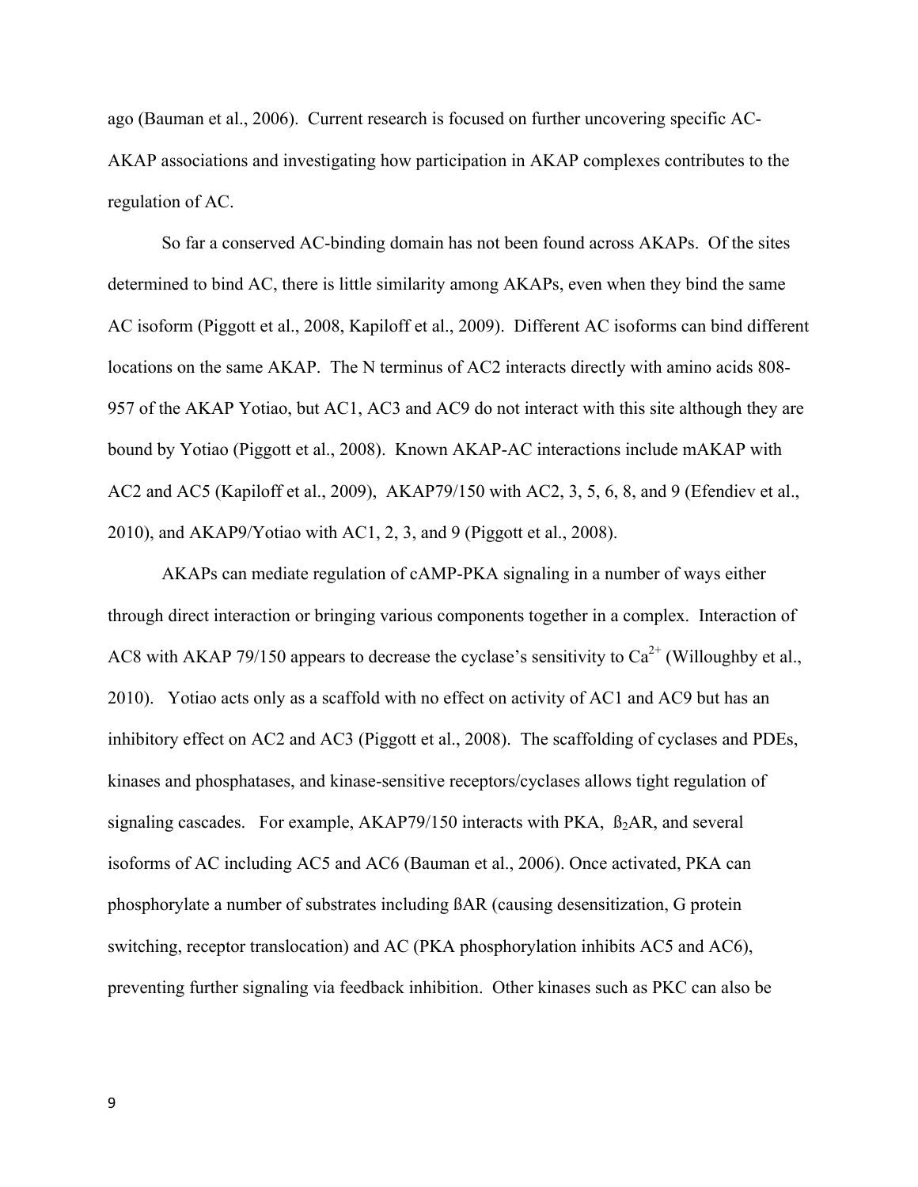ago (Bauman et al., 2006). Current research is focused on further uncovering specific AC-AKAP associations and investigating how participation in AKAP complexes contributes to the regulation of AC.

So far a conserved AC-binding domain has not been found across AKAPs. Of the sites determined to bind AC, there is little similarity among AKAPs, even when they bind the same AC isoform (Piggott et al., 2008, Kapiloff et al., 2009). Different AC isoforms can bind different locations on the same AKAP. The N terminus of AC2 interacts directly with amino acids 808-957 of the AKAP Yotiao, but AC1, AC3 and AC9 do not interact with this site although they are bound by Yotiao (Piggott et al., 2008). Known AKAP-AC interactions include mAKAP with AC2 and AC5 (Kapiloff et al., 2009), AKAP79/150 with AC2, 3, 5, 6, 8, and 9 (Efendiev et al., 2010), and AKAP9/Yotiao with AC1, 2, 3, and 9 (Piggott et al., 2008).

AKAPs can mediate regulation of cAMP-PKA signaling in a number of ways either through direct interaction or bringing various components together in a complex. Interaction of AC8 with AKAP 79/150 appears to decrease the cyclase's sensitivity to $Ca^{2+}$ (Willoughby et al., 2010). Yotiao acts only as a scaffold with no effect on activity of AC1 and AC9 but has an inhibitory effect on AC2 and AC3 (Piggott et al., 2008). The scaffolding of cyclases and PDEs, kinases and phosphatases, and kinase-sensitive receptors/cyclases allows tight regulation of signaling cascades. For example, AKAP79/150 interacts with PKA, $ß_2$AR, and several isoforms of AC including AC5 and AC6 (Bauman et al., 2006). Once activated, PKA can phosphorylate a number of substrates including ßAR (causing desensitization, G protein switching, receptor translocation) and AC (PKA phosphorylation inhibits AC5 and AC6), preventing further signaling via feedback inhibition. Other kinases such as PKC can also be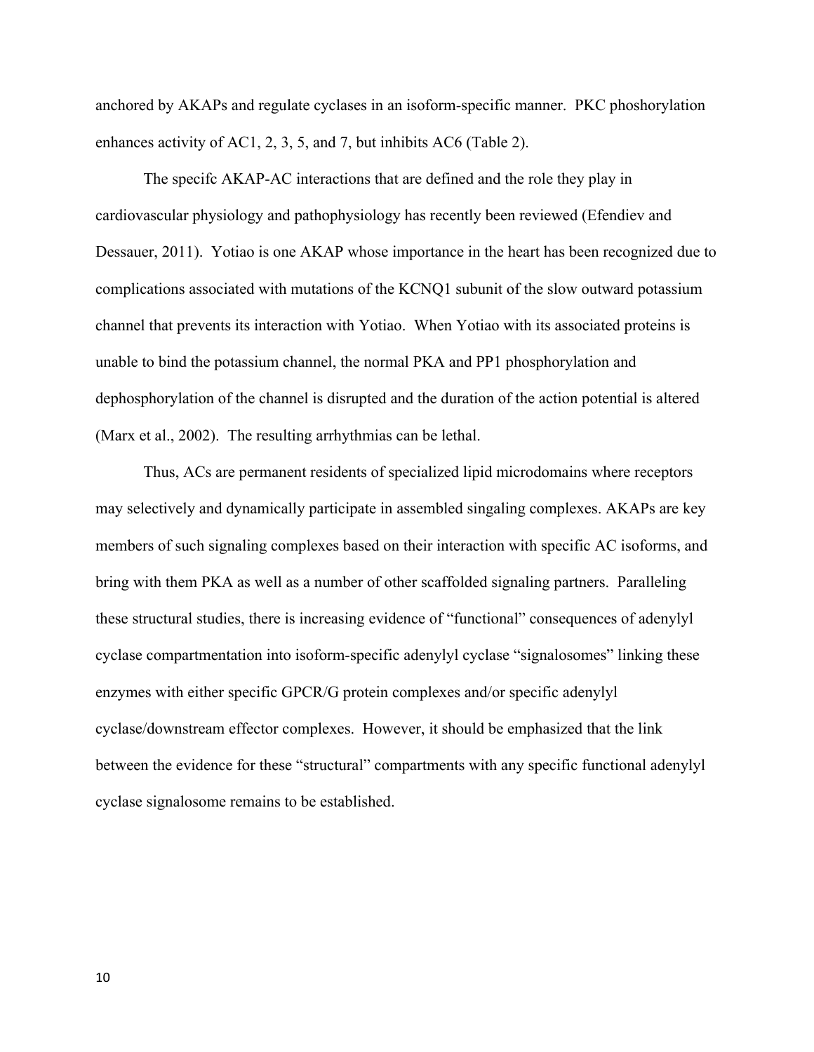anchored by AKAPs and regulate cyclases in an isoform-specific manner. PKC phoshorylation enhances activity of AC1, 2, 3, 5, and 7, but inhibits AC6 (Table 2).

The specifc AKAP-AC interactions that are defined and the role they play in cardiovascular physiology and pathophysiology has recently been reviewed (Efendiev and Dessauer, 2011). Yotiao is one AKAP whose importance in the heart has been recognized due to complications associated with mutations of the KCNQ1 subunit of the slow outward potassium channel that prevents its interaction with Yotiao. When Yotiao with its associated proteins is unable to bind the potassium channel, the normal PKA and PP1 phosphorylation and dephosphorylation of the channel is disrupted and the duration of the action potential is altered (Marx et al., 2002). The resulting arrhythmias can be lethal.

Thus, ACs are permanent residents of specialized lipid microdomains where receptors may selectively and dynamically participate in assembled singaling complexes. AKAPs are key members of such signaling complexes based on their interaction with specific AC isoforms, and bring with them PKA as well as a number of other scaffolded signaling partners. Paralleling these structural studies, there is increasing evidence of "functional" consequences of adenylyl cyclase compartmentation into isoform-specific adenylyl cyclase "signalosomes" linking these enzymes with either specific GPCR/G protein complexes and/or specific adenylyl cyclase/downstream effector complexes. However, it should be emphasized that the link between the evidence for these "structural" compartments with any specific functional adenylyl cyclase signalosome remains to be established.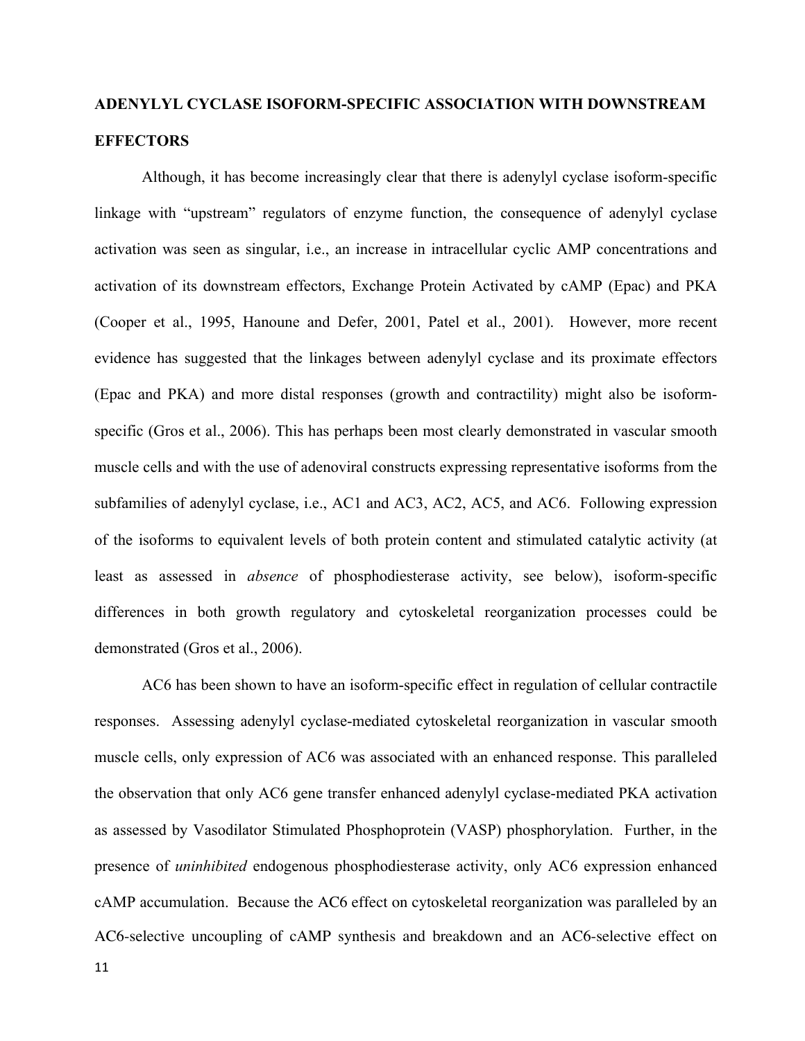## ADENYLYL CYCLASE ISOFORM-SPECIFIC ASSOCIATION WITH DOWNSTREAM EFFECTORS

Although, it has become increasingly clear that there is adenylyl cyclase isoform-specific linkage with "upstream" regulators of enzyme function, the consequence of adenylyl cyclase activation was seen as singular, i.e., an increase in intracellular cyclic AMP concentrations and activation of its downstream effectors, Exchange Protein Activated by cAMP (Epac) and PKA (Cooper et al., 1995, Hanoune and Defer, 2001, Patel et al., 2001). However, more recent evidence has suggested that the linkages between adenylyl cyclase and its proximate effectors (Epac and PKA) and more distal responses (growth and contractility) might also be isoform-specific (Gros et al., 2006). This has perhaps been most clearly demonstrated in vascular smooth muscle cells and with the use of adenoviral constructs expressing representative isoforms from the subfamilies of adenylyl cyclase, i.e., AC1 and AC3, AC2, AC5, and AC6. Following expression of the isoforms to equivalent levels of both protein content and stimulated catalytic activity (at least as assessed in *absence* of phosphodiesterase activity, see below), isoform-specific differences in both growth regulatory and cytoskeletal reorganization processes could be demonstrated (Gros et al., 2006).

AC6 has been shown to have an isoform-specific effect in regulation of cellular contractile responses. Assessing adenylyl cyclase-mediated cytoskeletal reorganization in vascular smooth muscle cells, only expression of AC6 was associated with an enhanced response. This paralleled the observation that only AC6 gene transfer enhanced adenylyl cyclase-mediated PKA activation as assessed by Vasodilator Stimulated Phosphoprotein (VASP) phosphorylation. Further, in the presence of *uninhibited* endogenous phosphodiesterase activity, only AC6 expression enhanced cAMP accumulation. Because the AC6 effect on cytoskeletal reorganization was paralleled by an AC6-selective uncoupling of cAMP synthesis and breakdown and an AC6-selective effect on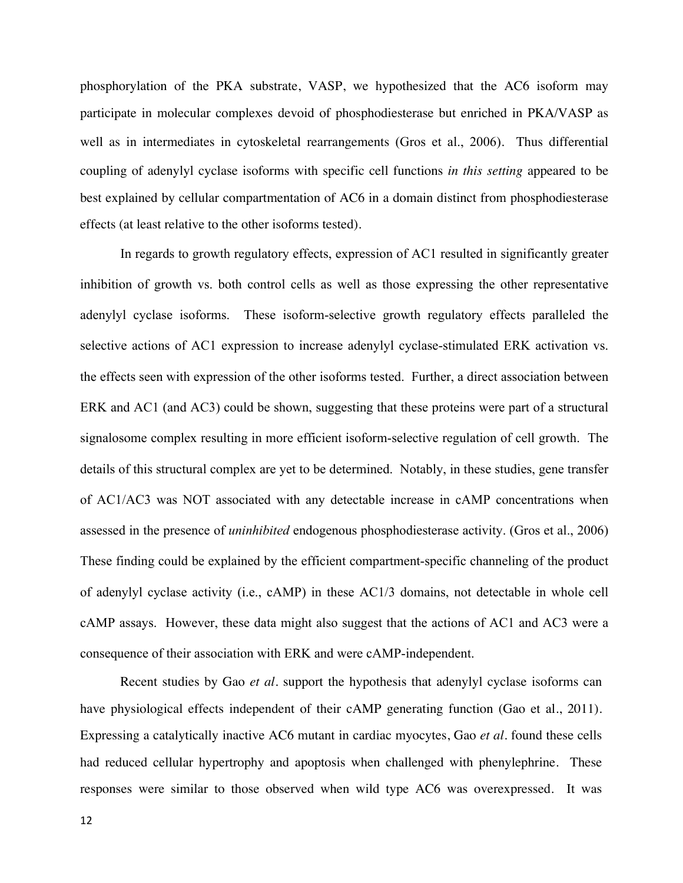phosphorylation of the PKA substrate, VASP, we hypothesized that the AC6 isoform may participate in molecular complexes devoid of phosphodiesterase but enriched in PKA/VASP as well as in intermediates in cytoskeletal rearrangements (Gros et al., 2006). Thus differential coupling of adenylyl cyclase isoforms with specific cell functions *in this setting* appeared to be best explained by cellular compartmentation of AC6 in a domain distinct from phosphodiesterase effects (at least relative to the other isoforms tested).

In regards to growth regulatory effects, expression of AC1 resulted in significantly greater inhibition of growth vs. both control cells as well as those expressing the other representative adenylyl cyclase isoforms. These isoform-selective growth regulatory effects paralleled the selective actions of AC1 expression to increase adenylyl cyclase-stimulated ERK activation vs. the effects seen with expression of the other isoforms tested. Further, a direct association between ERK and AC1 (and AC3) could be shown, suggesting that these proteins were part of a structural signalosome complex resulting in more efficient isoform-selective regulation of cell growth. The details of this structural complex are yet to be determined. Notably, in these studies, gene transfer of AC1/AC3 was NOT associated with any detectable increase in cAMP concentrations when assessed in the presence of *uninhibited* endogenous phosphodiesterase activity. (Gros et al., 2006) These finding could be explained by the efficient compartment-specific channeling of the product of adenylyl cyclase activity (i.e., cAMP) in these AC1/3 domains, not detectable in whole cell cAMP assays. However, these data might also suggest that the actions of AC1 and AC3 were a consequence of their association with ERK and were cAMP-independent.

Recent studies by Gao *et al*. support the hypothesis that adenylyl cyclase isoforms can have physiological effects independent of their cAMP generating function (Gao et al., 2011). Expressing a catalytically inactive AC6 mutant in cardiac myocytes, Gao *et al*. found these cells had reduced cellular hypertrophy and apoptosis when challenged with phenylephrine. These responses were similar to those observed when wild type AC6 was overexpressed. It was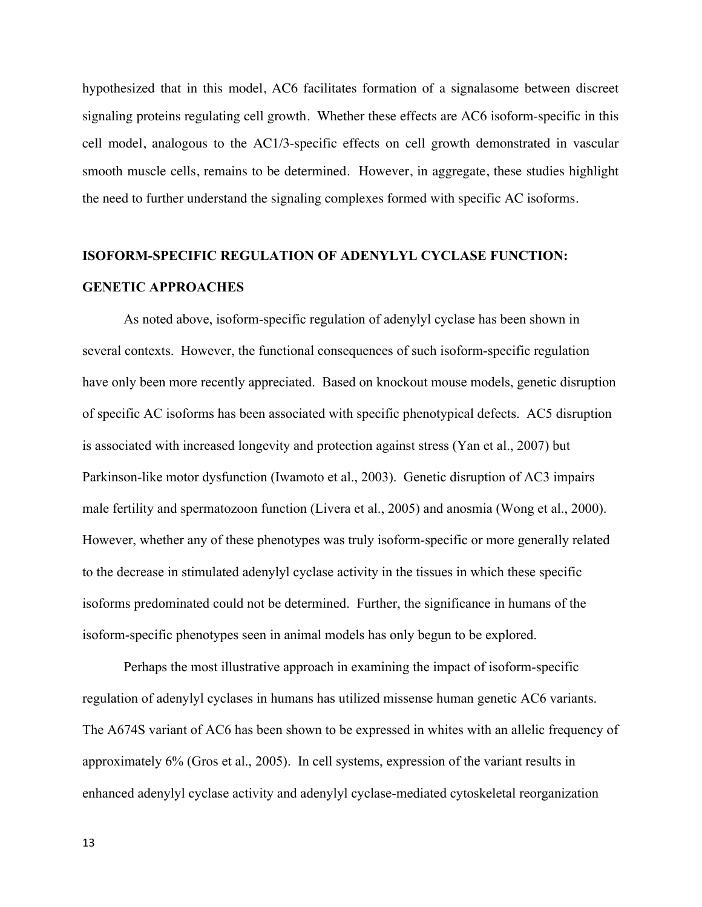hypothesized that in this model, AC6 facilitates formation of a signalasome between discreet signaling proteins regulating cell growth. Whether these effects are AC6 isoform-specific in this cell model, analogous to the AC1/3-specific effects on cell growth demonstrated in vascular smooth muscle cells, remains to be determined. However, in aggregate, these studies highlight the need to further understand the signaling complexes formed with specific AC isoforms.

## ISOFORM-SPECIFIC REGULATION OF ADENYLYL CYCLASE FUNCTION: GENETIC APPROACHES

As noted above, isoform-specific regulation of adenylyl cyclase has been shown in several contexts. However, the functional consequences of such isoform-specific regulation have only been more recently appreciated. Based on knockout mouse models, genetic disruption of specific AC isoforms has been associated with specific phenotypical defects. AC5 disruption is associated with increased longevity and protection against stress (Yan et al., 2007) but Parkinson-like motor dysfunction (Iwamoto et al., 2003). Genetic disruption of AC3 impairs male fertility and spermatozoon function (Livera et al., 2005) and anosmia (Wong et al., 2000). However, whether any of these phenotypes was truly isoform-specific or more generally related to the decrease in stimulated adenylyl cyclase activity in the tissues in which these specific isoforms predominated could not be determined. Further, the significance in humans of the isoform-specific phenotypes seen in animal models has only begun to be explored.

Perhaps the most illustrative approach in examining the impact of isoform-specific regulation of adenylyl cyclases in humans has utilized missense human genetic AC6 variants. The A674S variant of AC6 has been shown to be expressed in whites with an allelic frequency of approximately 6% (Gros et al., 2005). In cell systems, expression of the variant results in enhanced adenylyl cyclase activity and adenylyl cyclase-mediated cytoskeletal reorganization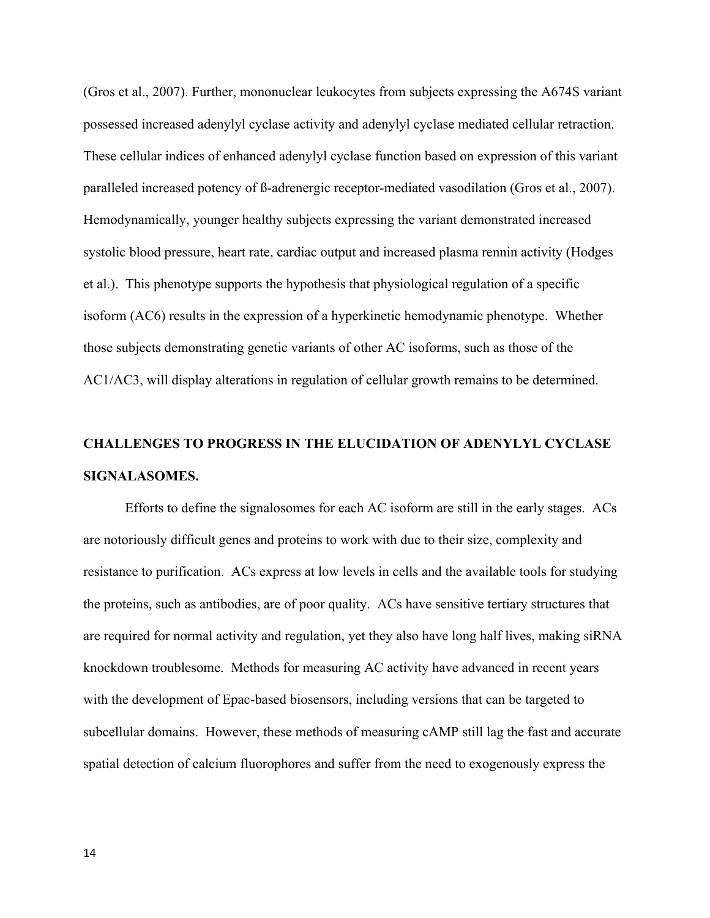(Gros et al., 2007). Further, mononuclear leukocytes from subjects expressing the A674S variant possessed increased adenylyl cyclase activity and adenylyl cyclase mediated cellular retraction. These cellular indices of enhanced adenylyl cyclase function based on expression of this variant paralleled increased potency of ß-adrenergic receptor-mediated vasodilation (Gros et al., 2007). Hemodynamically, younger healthy subjects expressing the variant demonstrated increased systolic blood pressure, heart rate, cardiac output and increased plasma rennin activity (Hodges et al.). This phenotype supports the hypothesis that physiological regulation of a specific isoform (AC6) results in the expression of a hyperkinetic hemodynamic phenotype. Whether those subjects demonstrating genetic variants of other AC isoforms, such as those of the AC1/AC3, will display alterations in regulation of cellular growth remains to be determined.

## CHALLENGES TO PROGRESS IN THE ELUCIDATION OF ADENYLYL CYCLASE SIGNALASOMES.

Efforts to define the signalosomes for each AC isoform are still in the early stages. ACs are notoriously difficult genes and proteins to work with due to their size, complexity and resistance to purification. ACs express at low levels in cells and the available tools for studying the proteins, such as antibodies, are of poor quality. ACs have sensitive tertiary structures that are required for normal activity and regulation, yet they also have long half lives, making siRNA knockdown troublesome. Methods for measuring AC activity have advanced in recent years with the development of Epac-based biosensors, including versions that can be targeted to subcellular domains. However, these methods of measuring cAMP still lag the fast and accurate spatial detection of calcium fluorophores and suffer from the need to exogenously express the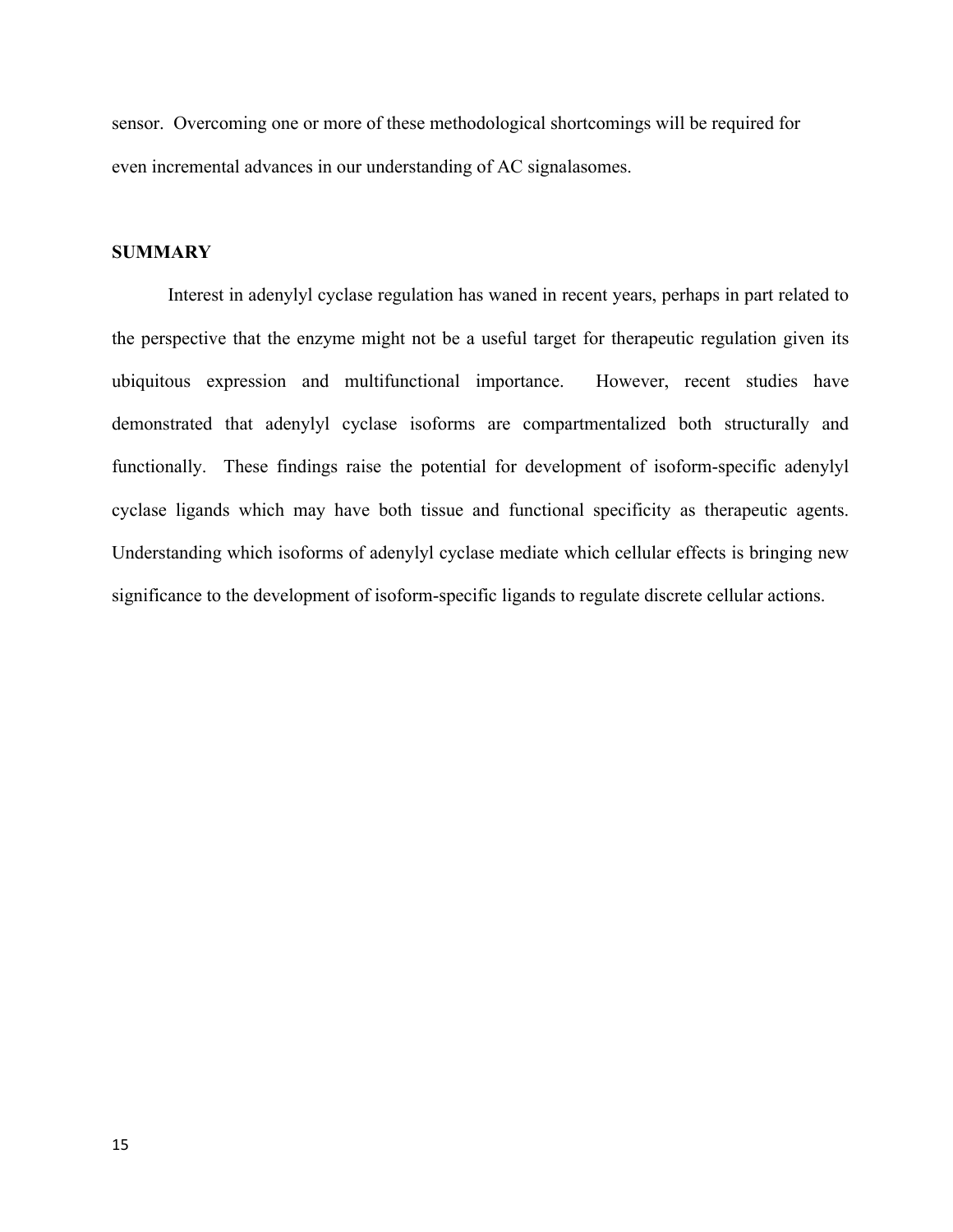sensor. Overcoming one or more of these methodological shortcomings will be required for even incremental advances in our understanding of AC signalasomes.

## SUMMARY

Interest in adenylyl cyclase regulation has waned in recent years, perhaps in part related to the perspective that the enzyme might not be a useful target for therapeutic regulation given its ubiquitous expression and multifunctional importance. However, recent studies have demonstrated that adenylyl cyclase isoforms are compartmentalized both structurally and functionally. These findings raise the potential for development of isoform-specific adenylyl cyclase ligands which may have both tissue and functional specificity as therapeutic agents. Understanding which isoforms of adenylyl cyclase mediate which cellular effects is bringing new significance to the development of isoform-specific ligands to regulate discrete cellular actions.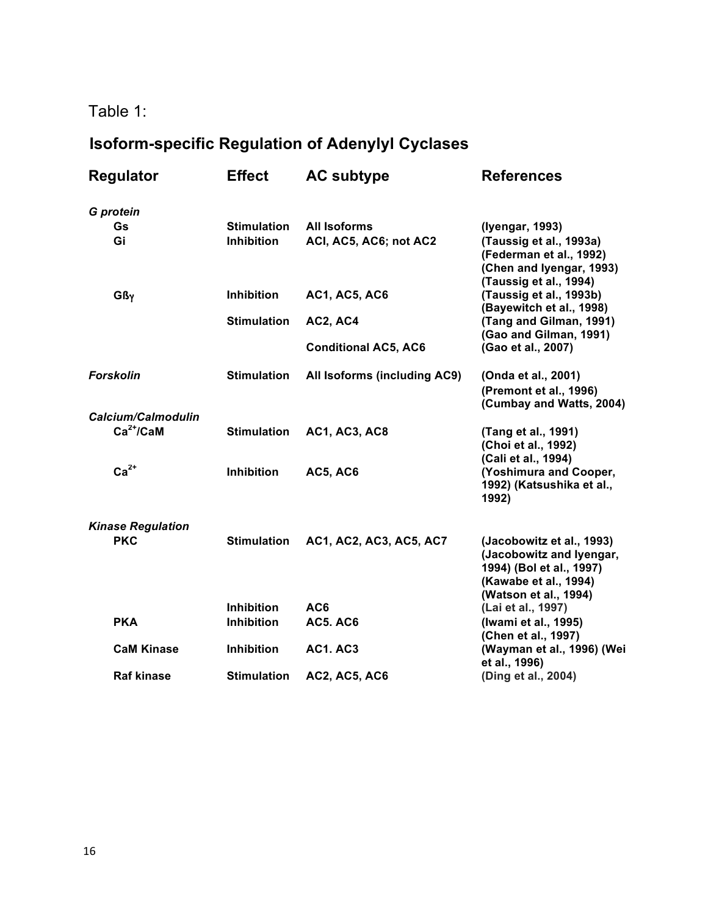Table 1:

## Isoform-specific Regulation of Adenylyl Cyclases

| Regulator | Effect | AC subtype | References |
|---|---|---|---|
| ***G protein*** | | | |
| Gs | Stimulation | All Isoforms | (Iyengar, 1993) |
| Gi | Inhibition | ACI, AC5, AC6; not AC2 | (Taussig et al., 1993a) (Federman et al., 1992) (Chen and Iyengar, 1993) (Taussig et al., 1994) |
| Gßγ | Inhibition | AC1, AC5, AC6 | (Taussig et al., 1993b) (Bayewitch et al., 1998) |
| | Stimulation | AC2, AC4 | (Tang and Gilman, 1991) (Gao and Gilman, 1991) |
| | | Conditional AC5, AC6 | (Gao et al., 2007) |
| ***Forskolin*** | Stimulation | All Isoforms (including AC9) | (Onda et al., 2001) (Premont et al., 1996) (Cumbay and Watts, 2004) |
| ***Calcium/Calmodulin*** | | | |
| $Ca^{2+}$/CaM | Stimulation | AC1, AC3, AC8 | (Tang et al., 1991) (Choi et al., 1992) (Cali et al., 1994) |
| $Ca^{2+}$ | Inhibition | AC5, AC6 | (Yoshimura and Cooper, 1992) (Katsushika et al., 1992) |
| ***Kinase Regulation*** | | | |
| PKC | Stimulation | AC1, AC2, AC3, AC5, AC7 | (Jacobowitz et al., 1993) (Jacobowitz and Iyengar, 1994) (Bol et al., 1997) (Kawabe et al., 1994) (Watson et al., 1994) |
| | Inhibition | AC6 | (Lai et al., 1997) |
| PKA | Inhibition | AC5. AC6 | (Iwami et al., 1995) (Chen et al., 1997) |
| CaM Kinase | Inhibition | AC1. AC3 | (Wayman et al., 1996) (Wei et al., 1996) |
| Raf kinase | Stimulation | AC2, AC5, AC6 | (Ding et al., 2004) |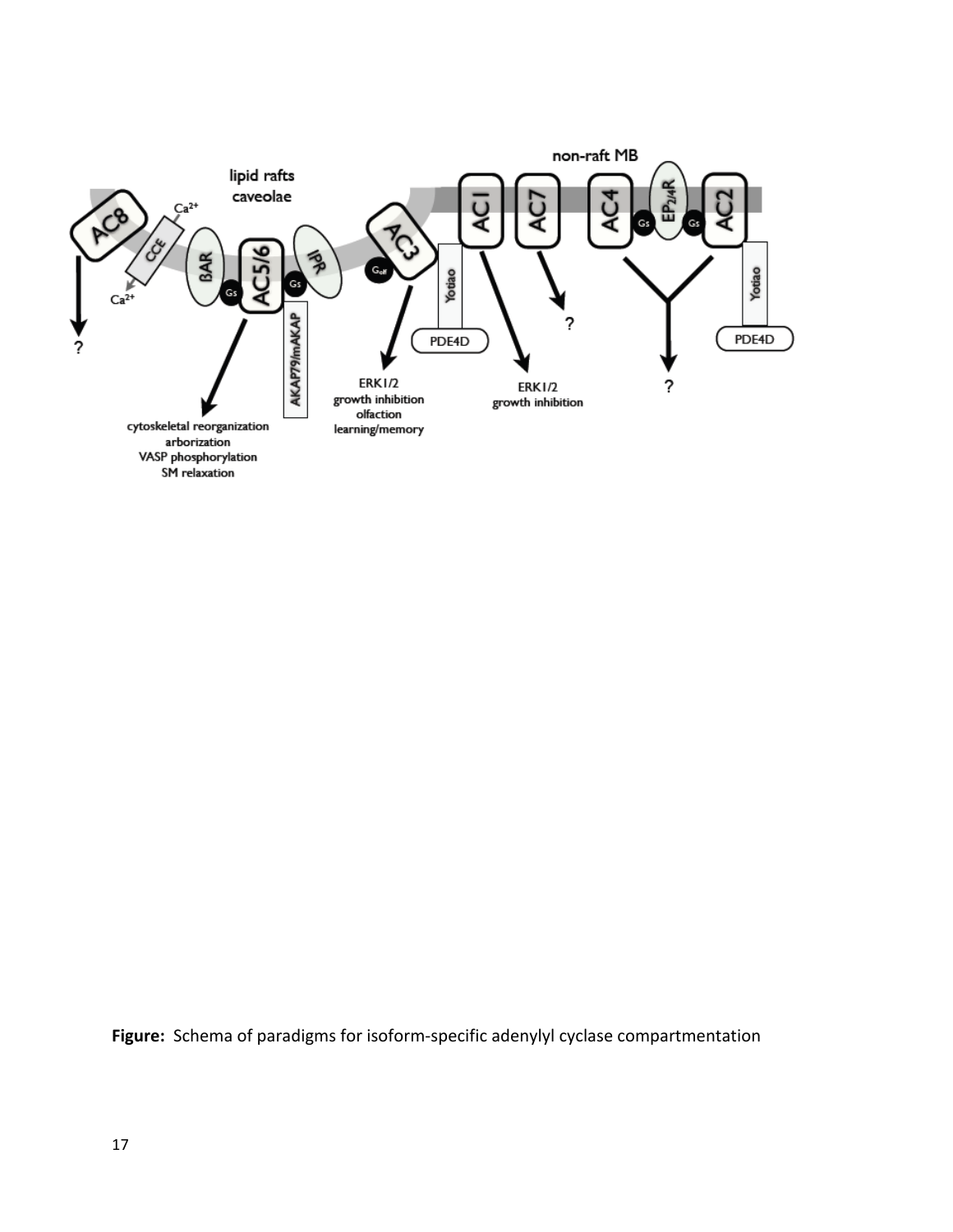**Figure:** Schema of paradigms for isoform-specific adenylyl cyclase compartmentation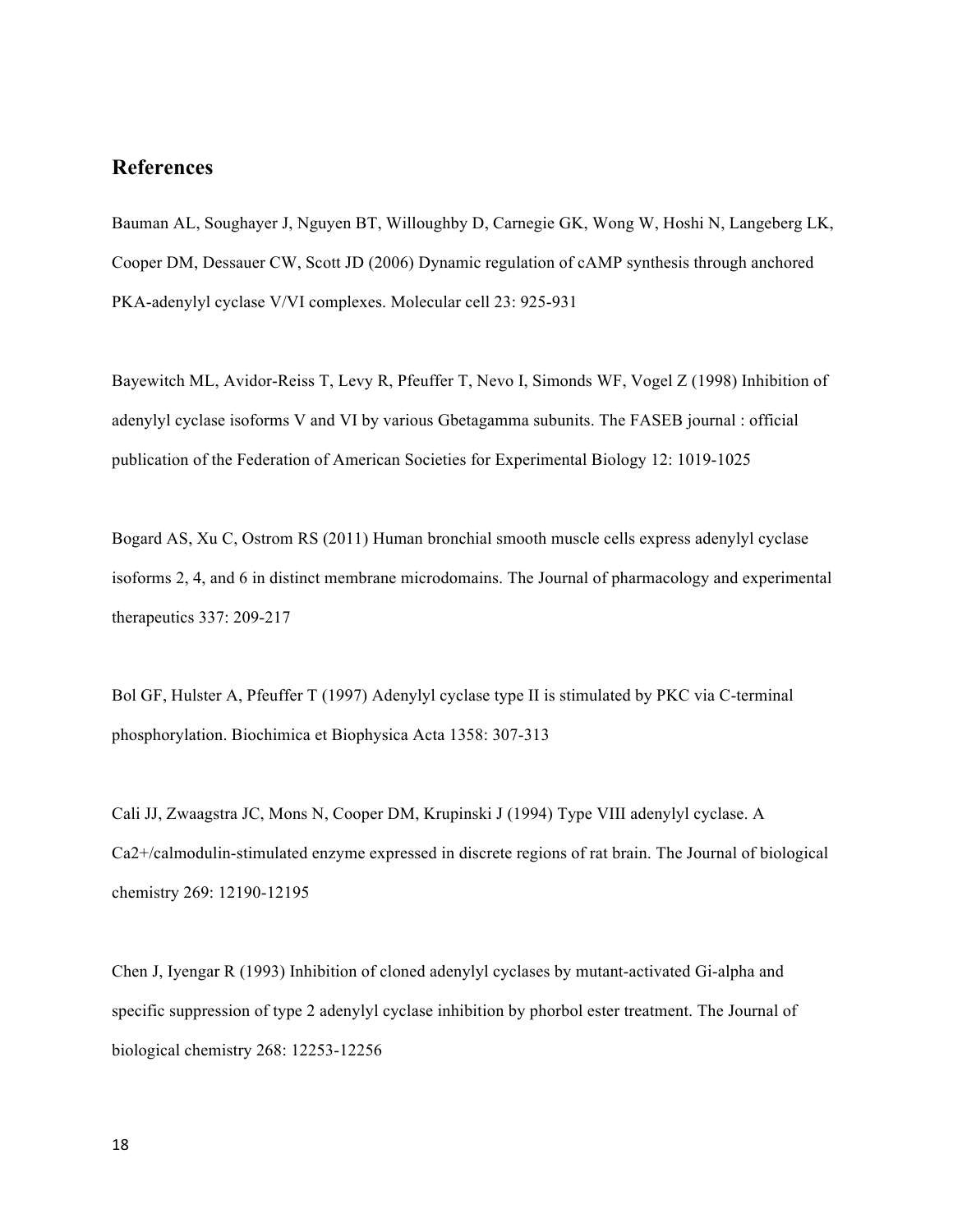## References

Bauman AL, Soughayer J, Nguyen BT, Willoughby D, Carnegie GK, Wong W, Hoshi N, Langeberg LK, Cooper DM, Dessauer CW, Scott JD (2006) Dynamic regulation of cAMP synthesis through anchored PKA-adenylyl cyclase V/VI complexes. Molecular cell 23: 925-931

Bayewitch ML, Avidor-Reiss T, Levy R, Pfeuffer T, Nevo I, Simonds WF, Vogel Z (1998) Inhibition of adenylyl cyclase isoforms V and VI by various Gbetagamma subunits. The FASEB journal : official publication of the Federation of American Societies for Experimental Biology 12: 1019-1025

Bogard AS, Xu C, Ostrom RS (2011) Human bronchial smooth muscle cells express adenylyl cyclase isoforms 2, 4, and 6 in distinct membrane microdomains. The Journal of pharmacology and experimental therapeutics 337: 209-217

Bol GF, Hulster A, Pfeuffer T (1997) Adenylyl cyclase type II is stimulated by PKC via C-terminal phosphorylation. Biochimica et Biophysica Acta 1358: 307-313

Cali JJ, Zwaagstra JC, Mons N, Cooper DM, Krupinski J (1994) Type VIII adenylyl cyclase. A Ca2+/calmodulin-stimulated enzyme expressed in discrete regions of rat brain. The Journal of biological chemistry 269: 12190-12195

Chen J, Iyengar R (1993) Inhibition of cloned adenylyl cyclases by mutant-activated Gi-alpha and specific suppression of type 2 adenylyl cyclase inhibition by phorbol ester treatment. The Journal of biological chemistry 268: 12253-12256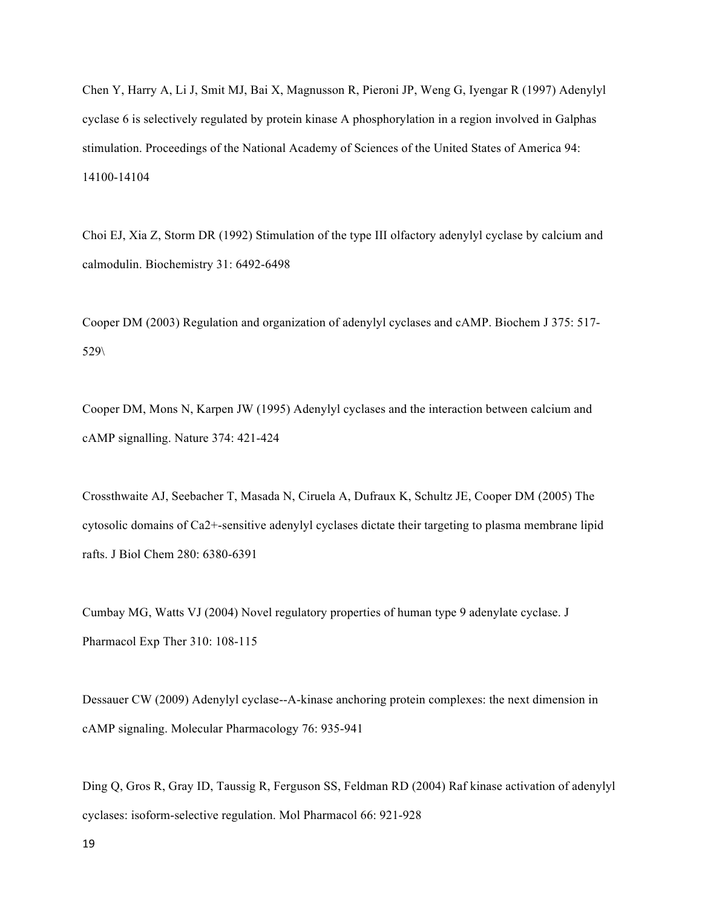Chen Y, Harry A, Li J, Smit MJ, Bai X, Magnusson R, Pieroni JP, Weng G, Iyengar R (1997) Adenylyl cyclase 6 is selectively regulated by protein kinase A phosphorylation in a region involved in Galphas stimulation. Proceedings of the National Academy of Sciences of the United States of America 94: 14100-14104

Choi EJ, Xia Z, Storm DR (1992) Stimulation of the type III olfactory adenylyl cyclase by calcium and calmodulin. Biochemistry 31: 6492-6498

Cooper DM (2003) Regulation and organization of adenylyl cyclases and cAMP. Biochem J 375: 517-529\

Cooper DM, Mons N, Karpen JW (1995) Adenylyl cyclases and the interaction between calcium and cAMP signalling. Nature 374: 421-424

Crossthwaite AJ, Seebacher T, Masada N, Ciruela A, Dufraux K, Schultz JE, Cooper DM (2005) The cytosolic domains of Ca2+-sensitive adenylyl cyclases dictate their targeting to plasma membrane lipid rafts. J Biol Chem 280: 6380-6391

Cumbay MG, Watts VJ (2004) Novel regulatory properties of human type 9 adenylate cyclase. J Pharmacol Exp Ther 310: 108-115

Dessauer CW (2009) Adenylyl cyclase--A-kinase anchoring protein complexes: the next dimension in cAMP signaling. Molecular Pharmacology 76: 935-941

Ding Q, Gros R, Gray ID, Taussig R, Ferguson SS, Feldman RD (2004) Raf kinase activation of adenylyl cyclases: isoform-selective regulation. Mol Pharmacol 66: 921-928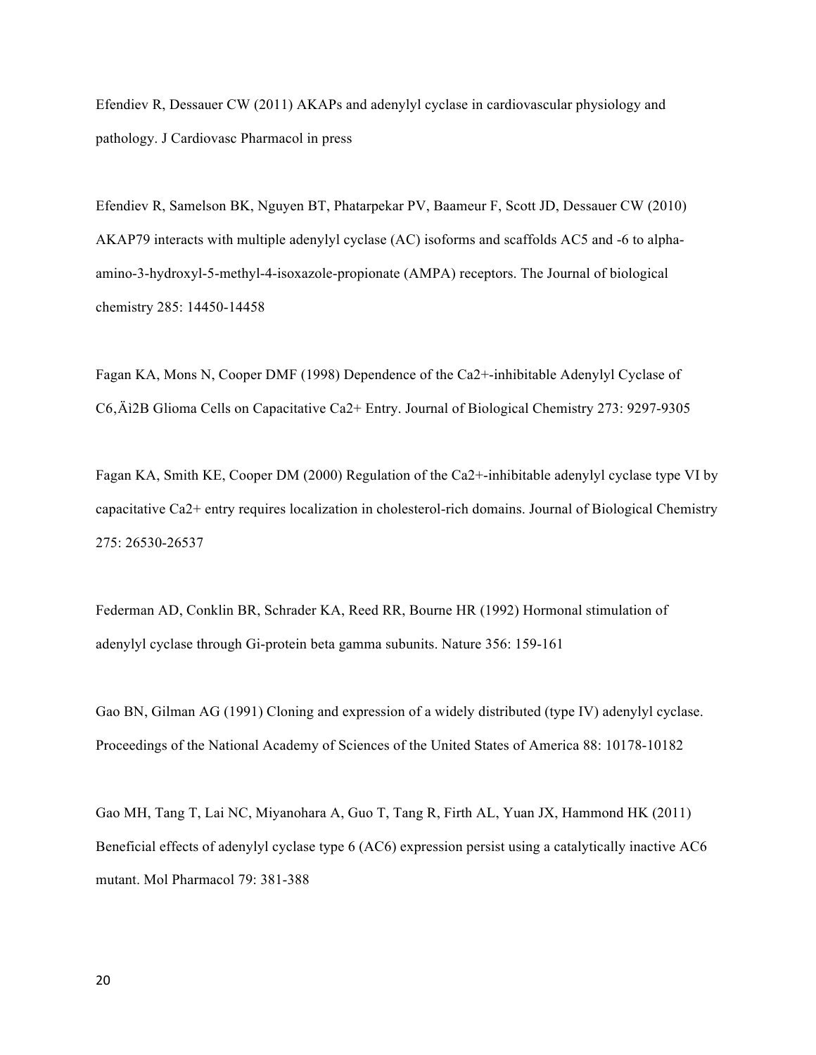Efendiev R, Dessauer CW (2011) AKAPs and adenylyl cyclase in cardiovascular physiology and pathology. J Cardiovasc Pharmacol in press

Efendiev R, Samelson BK, Nguyen BT, Phatarpekar PV, Baameur F, Scott JD, Dessauer CW (2010) AKAP79 interacts with multiple adenylyl cyclase (AC) isoforms and scaffolds AC5 and -6 to alpha-amino-3-hydroxyl-5-methyl-4-isoxazole-propionate (AMPA) receptors. The Journal of biological chemistry 285: 14450-14458

Fagan KA, Mons N, Cooper DMF (1998) Dependence of the Ca2+-inhibitable Adenylyl Cyclase of C6,Äì2B Glioma Cells on Capacitative Ca2+ Entry. Journal of Biological Chemistry 273: 9297-9305

Fagan KA, Smith KE, Cooper DM (2000) Regulation of the Ca2+-inhibitable adenylyl cyclase type VI by capacitative Ca2+ entry requires localization in cholesterol-rich domains. Journal of Biological Chemistry 275: 26530-26537

Federman AD, Conklin BR, Schrader KA, Reed RR, Bourne HR (1992) Hormonal stimulation of adenylyl cyclase through Gi-protein beta gamma subunits. Nature 356: 159-161

Gao BN, Gilman AG (1991) Cloning and expression of a widely distributed (type IV) adenylyl cyclase. Proceedings of the National Academy of Sciences of the United States of America 88: 10178-10182

Gao MH, Tang T, Lai NC, Miyanohara A, Guo T, Tang R, Firth AL, Yuan JX, Hammond HK (2011) Beneficial effects of adenylyl cyclase type 6 (AC6) expression persist using a catalytically inactive AC6 mutant. Mol Pharmacol 79: 381-388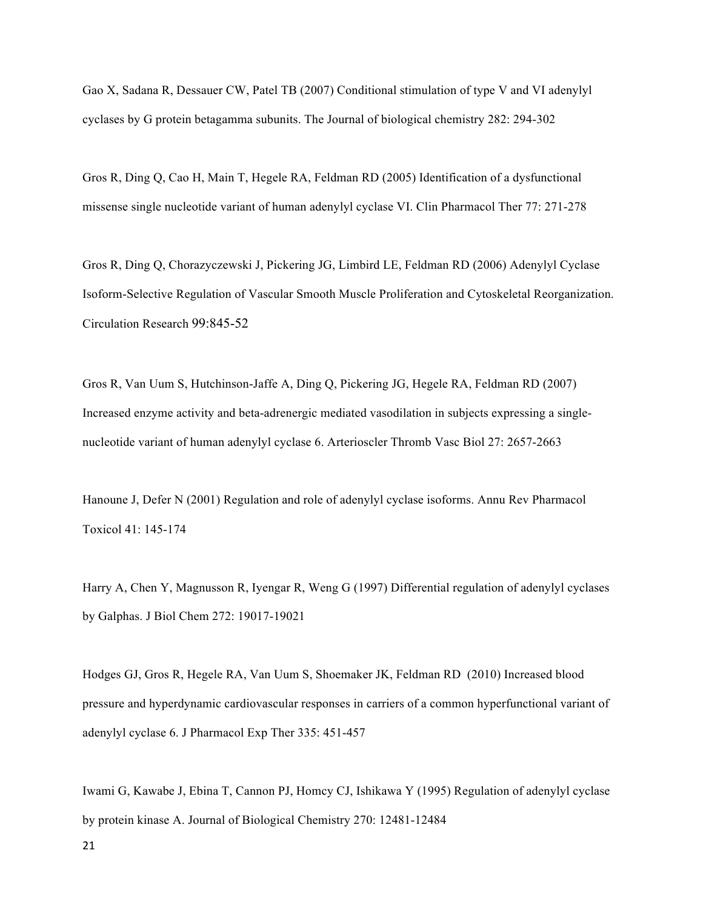Gao X, Sadana R, Dessauer CW, Patel TB (2007) Conditional stimulation of type V and VI adenylyl cyclases by G protein betagamma subunits. The Journal of biological chemistry 282: 294-302

Gros R, Ding Q, Cao H, Main T, Hegele RA, Feldman RD (2005) Identification of a dysfunctional missense single nucleotide variant of human adenylyl cyclase VI. Clin Pharmacol Ther 77: 271-278

Gros R, Ding Q, Chorazyczewski J, Pickering JG, Limbird LE, Feldman RD (2006) Adenylyl Cyclase Isoform-Selective Regulation of Vascular Smooth Muscle Proliferation and Cytoskeletal Reorganization. Circulation Research 99:845-52

Gros R, Van Uum S, Hutchinson-Jaffe A, Ding Q, Pickering JG, Hegele RA, Feldman RD (2007) Increased enzyme activity and beta-adrenergic mediated vasodilation in subjects expressing a single-nucleotide variant of human adenylyl cyclase 6. Arterioscler Thromb Vasc Biol 27: 2657-2663

Hanoune J, Defer N (2001) Regulation and role of adenylyl cyclase isoforms. Annu Rev Pharmacol Toxicol 41: 145-174

Harry A, Chen Y, Magnusson R, Iyengar R, Weng G (1997) Differential regulation of adenylyl cyclases by Galphas. J Biol Chem 272: 19017-19021

Hodges GJ, Gros R, Hegele RA, Van Uum S, Shoemaker JK, Feldman RD (2010) Increased blood pressure and hyperdynamic cardiovascular responses in carriers of a common hyperfunctional variant of adenylyl cyclase 6. J Pharmacol Exp Ther 335: 451-457

Iwami G, Kawabe J, Ebina T, Cannon PJ, Homcy CJ, Ishikawa Y (1995) Regulation of adenylyl cyclase by protein kinase A. Journal of Biological Chemistry 270: 12481-12484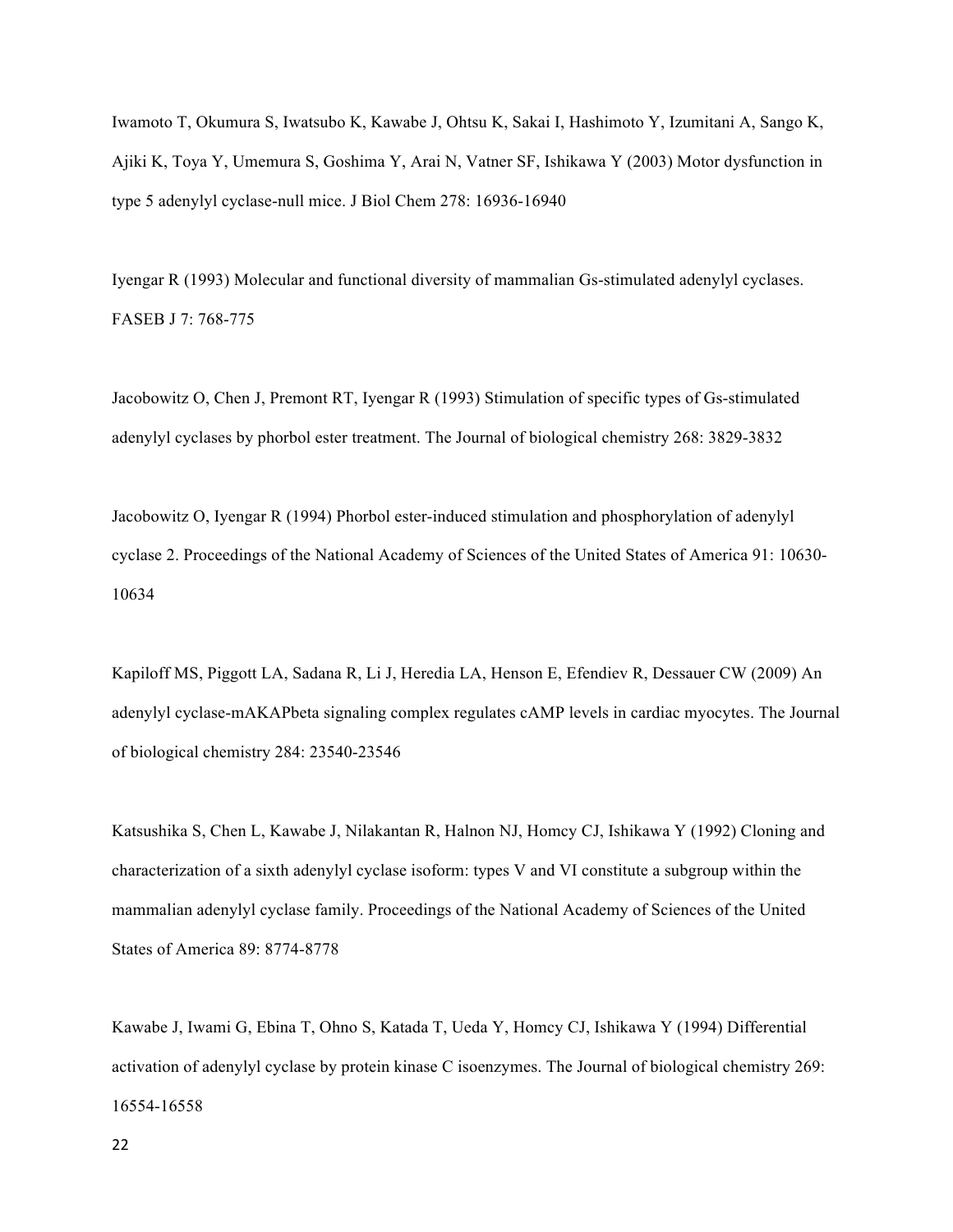Iwamoto T, Okumura S, Iwatsubo K, Kawabe J, Ohtsu K, Sakai I, Hashimoto Y, Izumitani A, Sango K, Ajiki K, Toya Y, Umemura S, Goshima Y, Arai N, Vatner SF, Ishikawa Y (2003) Motor dysfunction in type 5 adenylyl cyclase-null mice. J Biol Chem 278: 16936-16940

Iyengar R (1993) Molecular and functional diversity of mammalian Gs-stimulated adenylyl cyclases. FASEB J 7: 768-775

Jacobowitz O, Chen J, Premont RT, Iyengar R (1993) Stimulation of specific types of Gs-stimulated adenylyl cyclases by phorbol ester treatment. The Journal of biological chemistry 268: 3829-3832

Jacobowitz O, Iyengar R (1994) Phorbol ester-induced stimulation and phosphorylation of adenylyl cyclase 2. Proceedings of the National Academy of Sciences of the United States of America 91: 10630-10634

Kapiloff MS, Piggott LA, Sadana R, Li J, Heredia LA, Henson E, Efendiev R, Dessauer CW (2009) An adenylyl cyclase-mAKAPbeta signaling complex regulates cAMP levels in cardiac myocytes. The Journal of biological chemistry 284: 23540-23546

Katsushika S, Chen L, Kawabe J, Nilakantan R, Halnon NJ, Homcy CJ, Ishikawa Y (1992) Cloning and characterization of a sixth adenylyl cyclase isoform: types V and VI constitute a subgroup within the mammalian adenylyl cyclase family. Proceedings of the National Academy of Sciences of the United States of America 89: 8774-8778

Kawabe J, Iwami G, Ebina T, Ohno S, Katada T, Ueda Y, Homcy CJ, Ishikawa Y (1994) Differential activation of adenylyl cyclase by protein kinase C isoenzymes. The Journal of biological chemistry 269: 16554-16558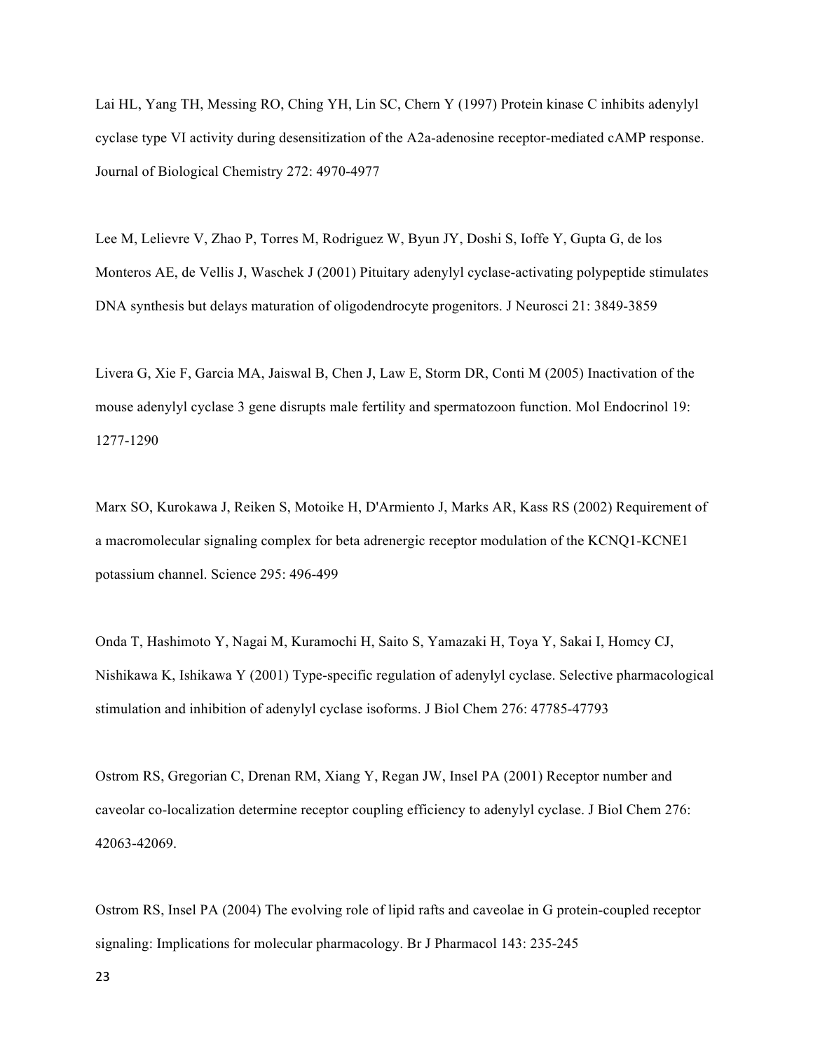Lai HL, Yang TH, Messing RO, Ching YH, Lin SC, Chern Y (1997) Protein kinase C inhibits adenylyl cyclase type VI activity during desensitization of the A2a-adenosine receptor-mediated cAMP response. Journal of Biological Chemistry 272: 4970-4977

Lee M, Lelievre V, Zhao P, Torres M, Rodriguez W, Byun JY, Doshi S, Ioffe Y, Gupta G, de los Monteros AE, de Vellis J, Waschek J (2001) Pituitary adenylyl cyclase-activating polypeptide stimulates DNA synthesis but delays maturation of oligodendrocyte progenitors. J Neurosci 21: 3849-3859

Livera G, Xie F, Garcia MA, Jaiswal B, Chen J, Law E, Storm DR, Conti M (2005) Inactivation of the mouse adenylyl cyclase 3 gene disrupts male fertility and spermatozoon function. Mol Endocrinol 19: 1277-1290

Marx SO, Kurokawa J, Reiken S, Motoike H, D'Armiento J, Marks AR, Kass RS (2002) Requirement of a macromolecular signaling complex for beta adrenergic receptor modulation of the KCNQ1-KCNE1 potassium channel. Science 295: 496-499

Onda T, Hashimoto Y, Nagai M, Kuramochi H, Saito S, Yamazaki H, Toya Y, Sakai I, Homcy CJ, Nishikawa K, Ishikawa Y (2001) Type-specific regulation of adenylyl cyclase. Selective pharmacological stimulation and inhibition of adenylyl cyclase isoforms. J Biol Chem 276: 47785-47793

Ostrom RS, Gregorian C, Drenan RM, Xiang Y, Regan JW, Insel PA (2001) Receptor number and caveolar co-localization determine receptor coupling efficiency to adenylyl cyclase. J Biol Chem 276: 42063-42069.

Ostrom RS, Insel PA (2004) The evolving role of lipid rafts and caveolae in G protein-coupled receptor signaling: Implications for molecular pharmacology. Br J Pharmacol 143: 235-245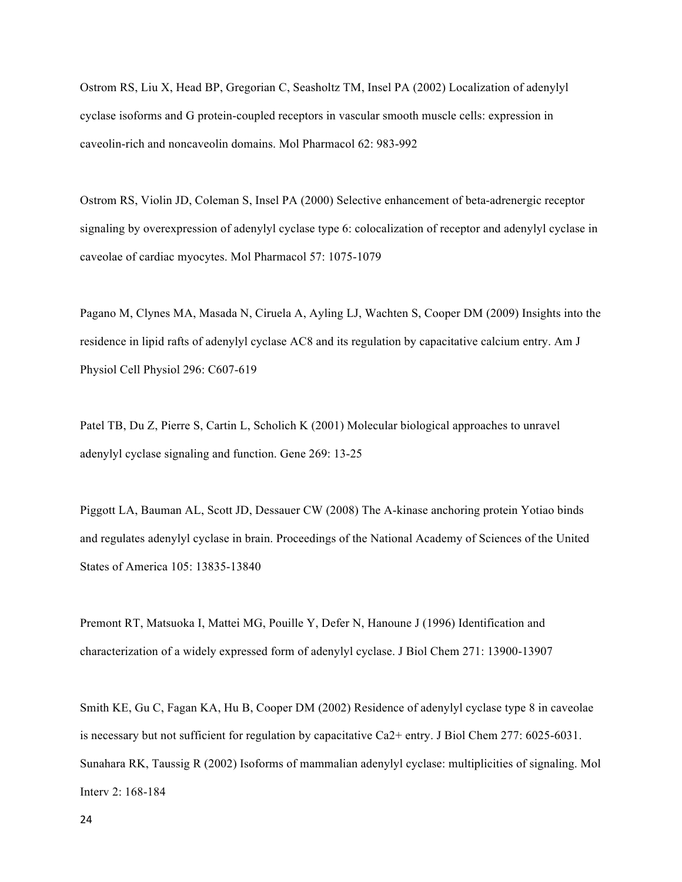Ostrom RS, Liu X, Head BP, Gregorian C, Seasholtz TM, Insel PA (2002) Localization of adenylyl cyclase isoforms and G protein-coupled receptors in vascular smooth muscle cells: expression in caveolin-rich and noncaveolin domains. Mol Pharmacol 62: 983-992

Ostrom RS, Violin JD, Coleman S, Insel PA (2000) Selective enhancement of beta-adrenergic receptor signaling by overexpression of adenylyl cyclase type 6: colocalization of receptor and adenylyl cyclase in caveolae of cardiac myocytes. Mol Pharmacol 57: 1075-1079

Pagano M, Clynes MA, Masada N, Ciruela A, Ayling LJ, Wachten S, Cooper DM (2009) Insights into the residence in lipid rafts of adenylyl cyclase AC8 and its regulation by capacitative calcium entry. Am J Physiol Cell Physiol 296: C607-619

Patel TB, Du Z, Pierre S, Cartin L, Scholich K (2001) Molecular biological approaches to unravel adenylyl cyclase signaling and function. Gene 269: 13-25

Piggott LA, Bauman AL, Scott JD, Dessauer CW (2008) The A-kinase anchoring protein Yotiao binds and regulates adenylyl cyclase in brain. Proceedings of the National Academy of Sciences of the United States of America 105: 13835-13840

Premont RT, Matsuoka I, Mattei MG, Pouille Y, Defer N, Hanoune J (1996) Identification and characterization of a widely expressed form of adenylyl cyclase. J Biol Chem 271: 13900-13907

Smith KE, Gu C, Fagan KA, Hu B, Cooper DM (2002) Residence of adenylyl cyclase type 8 in caveolae is necessary but not sufficient for regulation by capacitative Ca2+ entry. J Biol Chem 277: 6025-6031.

Sunahara RK, Taussig R (2002) Isoforms of mammalian adenylyl cyclase: multiplicities of signaling. Mol Interv 2: 168-184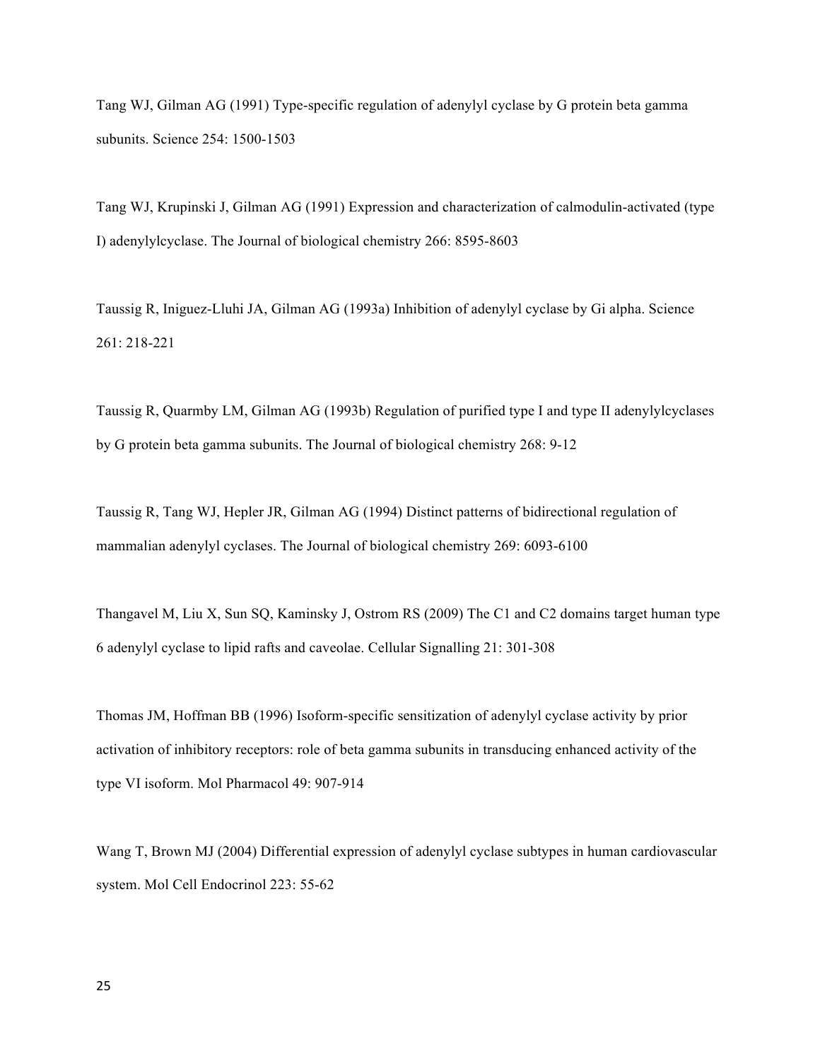Tang WJ, Gilman AG (1991) Type-specific regulation of adenylyl cyclase by G protein beta gamma subunits. Science 254: 1500-1503

Tang WJ, Krupinski J, Gilman AG (1991) Expression and characterization of calmodulin-activated (type I) adenylylcyclase. The Journal of biological chemistry 266: 8595-8603

Taussig R, Iniguez-Lluhi JA, Gilman AG (1993a) Inhibition of adenylyl cyclase by Gi alpha. Science 261: 218-221

Taussig R, Quarmby LM, Gilman AG (1993b) Regulation of purified type I and type II adenylylcyclases by G protein beta gamma subunits. The Journal of biological chemistry 268: 9-12

Taussig R, Tang WJ, Hepler JR, Gilman AG (1994) Distinct patterns of bidirectional regulation of mammalian adenylyl cyclases. The Journal of biological chemistry 269: 6093-6100

Thangavel M, Liu X, Sun SQ, Kaminsky J, Ostrom RS (2009) The C1 and C2 domains target human type 6 adenylyl cyclase to lipid rafts and caveolae. Cellular Signalling 21: 301-308

Thomas JM, Hoffman BB (1996) Isoform-specific sensitization of adenylyl cyclase activity by prior activation of inhibitory receptors: role of beta gamma subunits in transducing enhanced activity of the type VI isoform. Mol Pharmacol 49: 907-914

Wang T, Brown MJ (2004) Differential expression of adenylyl cyclase subtypes in human cardiovascular system. Mol Cell Endocrinol 223: 55-62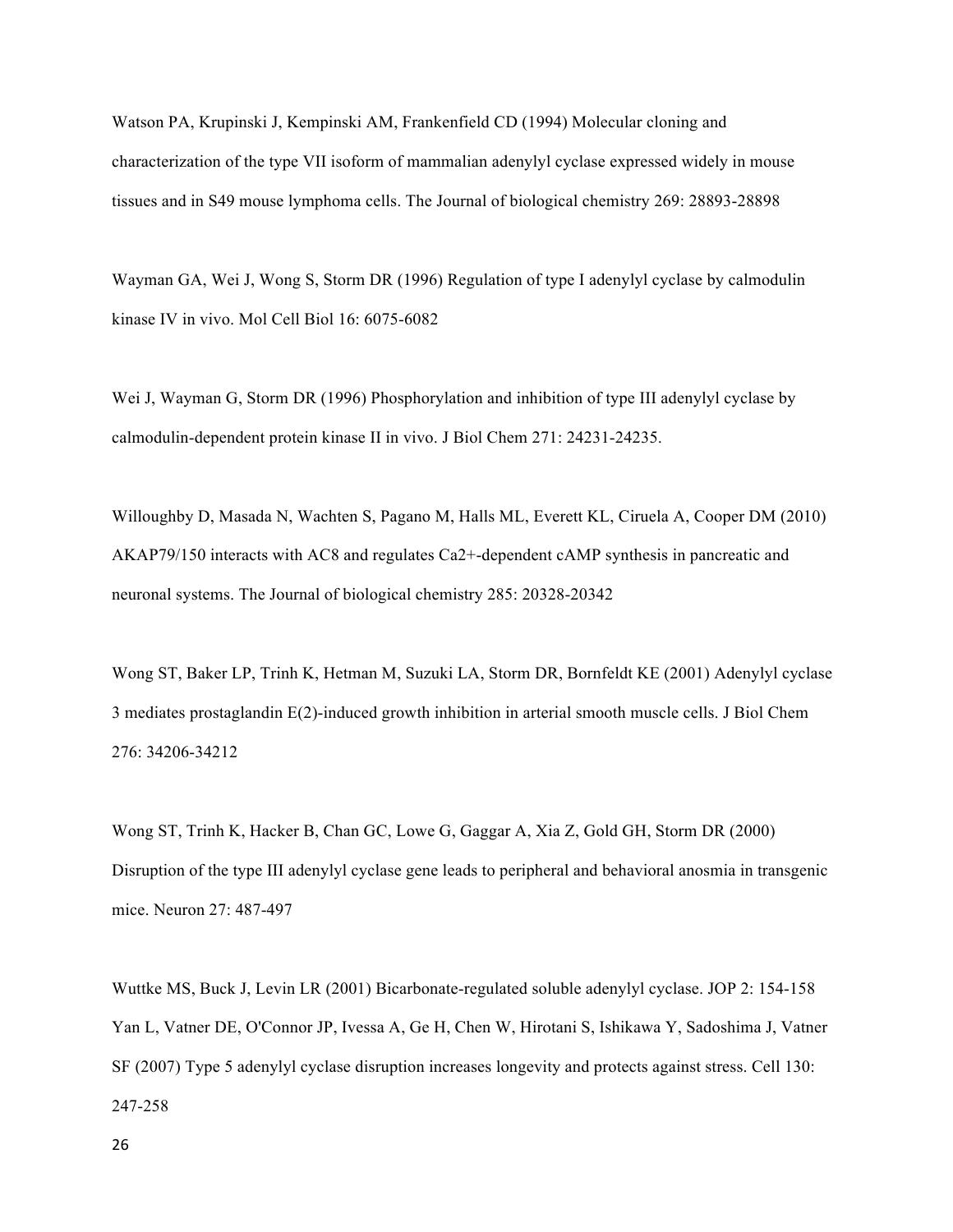Watson PA, Krupinski J, Kempinski AM, Frankenfield CD (1994) Molecular cloning and characterization of the type VII isoform of mammalian adenylyl cyclase expressed widely in mouse tissues and in S49 mouse lymphoma cells. The Journal of biological chemistry 269: 28893-28898

Wayman GA, Wei J, Wong S, Storm DR (1996) Regulation of type I adenylyl cyclase by calmodulin kinase IV in vivo. Mol Cell Biol 16: 6075-6082

Wei J, Wayman G, Storm DR (1996) Phosphorylation and inhibition of type III adenylyl cyclase by calmodulin-dependent protein kinase II in vivo. J Biol Chem 271: 24231-24235.

Willoughby D, Masada N, Wachten S, Pagano M, Halls ML, Everett KL, Ciruela A, Cooper DM (2010) AKAP79/150 interacts with AC8 and regulates Ca2+-dependent cAMP synthesis in pancreatic and neuronal systems. The Journal of biological chemistry 285: 20328-20342

Wong ST, Baker LP, Trinh K, Hetman M, Suzuki LA, Storm DR, Bornfeldt KE (2001) Adenylyl cyclase 3 mediates prostaglandin E(2)-induced growth inhibition in arterial smooth muscle cells. J Biol Chem 276: 34206-34212

Wong ST, Trinh K, Hacker B, Chan GC, Lowe G, Gaggar A, Xia Z, Gold GH, Storm DR (2000) Disruption of the type III adenylyl cyclase gene leads to peripheral and behavioral anosmia in transgenic mice. Neuron 27: 487-497

Wuttke MS, Buck J, Levin LR (2001) Bicarbonate-regulated soluble adenylyl cyclase. JOP 2: 154-158

Yan L, Vatner DE, O'Connor JP, Ivessa A, Ge H, Chen W, Hirotani S, Ishikawa Y, Sadoshima J, Vatner SF (2007) Type 5 adenylyl cyclase disruption increases longevity and protects against stress. Cell 130: 247-258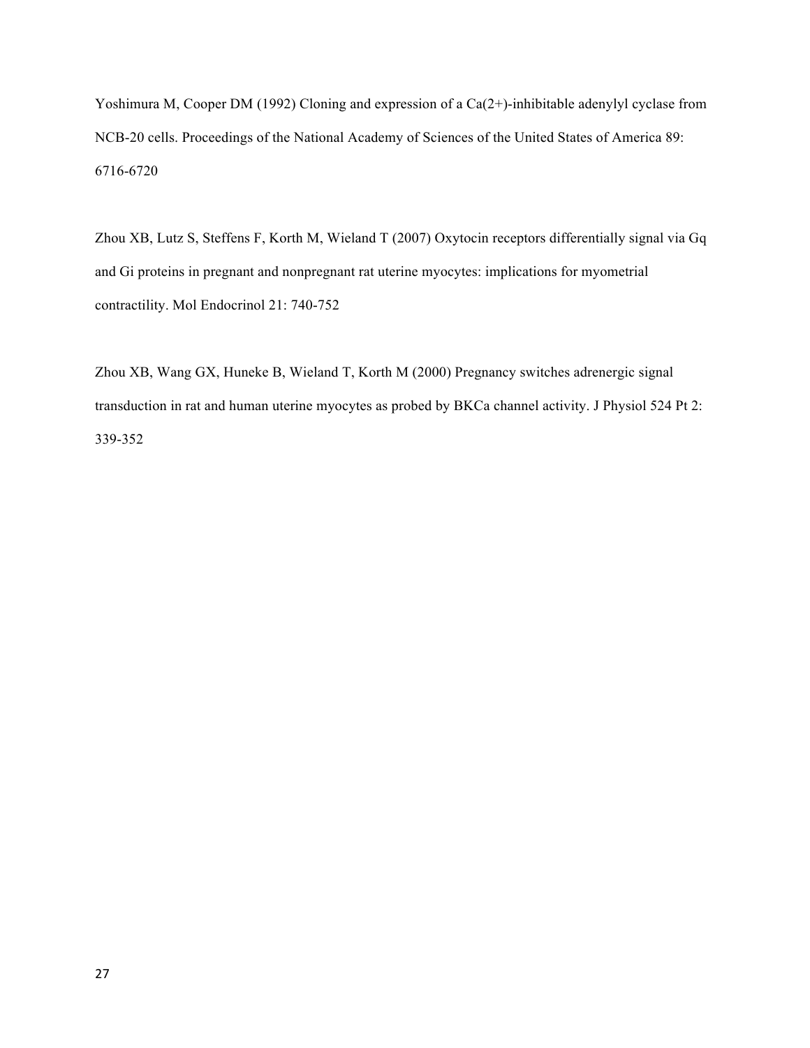Yoshimura M, Cooper DM (1992) Cloning and expression of a Ca(2+)-inhibitable adenylyl cyclase from NCB-20 cells. Proceedings of the National Academy of Sciences of the United States of America 89: 6716-6720

Zhou XB, Lutz S, Steffens F, Korth M, Wieland T (2007) Oxytocin receptors differentially signal via Gq and Gi proteins in pregnant and nonpregnant rat uterine myocytes: implications for myometrial contractility. Mol Endocrinol 21: 740-752

Zhou XB, Wang GX, Huneke B, Wieland T, Korth M (2000) Pregnancy switches adrenergic signal transduction in rat and human uterine myocytes as probed by BKCa channel activity. J Physiol 524 Pt 2: 339-352